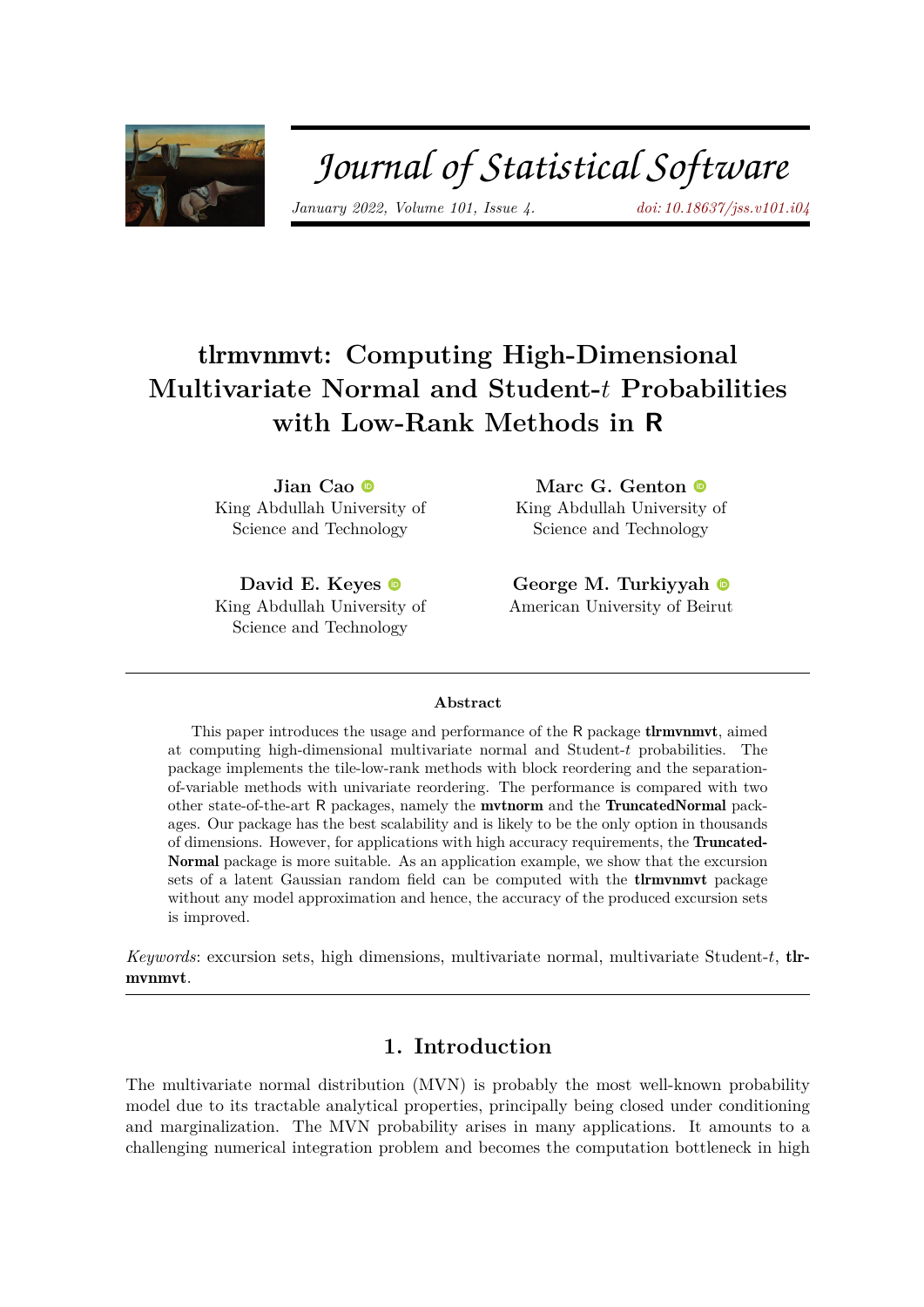# tlrmvnmvt: Computing High-Dimensional Multivariate Normal and Student-$t$ Probabilities with Low-Rank Methods in R

**Jian Cao**
King Abdullah University of Science and Technology

**Marc G. Genton**
King Abdullah University of Science and Technology

**David E. Keyes**
King Abdullah University of Science and Technology

**George M. Turkiyyah**
American University of Beirut

## Abstract

This paper introduces the usage and performance of the R package **tlrmvnmvt**, aimed at computing high-dimensional multivariate normal and Student-$t$ probabilities. The package implements the tile-low-rank methods with block reordering and the separation-of-variable methods with univariate reordering. The performance is compared with two other state-of-the-art R packages, namely the **mvtnorm** and the **TruncatedNormal** packages. Our package has the best scalability and is likely to be the only option in thousands of dimensions. However, for applications with high accuracy requirements, the **TruncatedNormal** package is more suitable. As an application example, we show that the excursion sets of a latent Gaussian random field can be computed with the **tlrmvnmvt** package without any model approximation and hence, the accuracy of the produced excursion sets is improved.

*Keywords*: excursion sets, high dimensions, multivariate normal, multivariate Student-$t$, **tlrmvnmvt**.

## 1. Introduction

The multivariate normal distribution (MVN) is probably the most well-known probability model due to its tractable analytical properties, principally being closed under conditioning and marginalization. The MVN probability arises in many applications. It amounts to a challenging numerical integration problem and becomes the computation bottleneck in high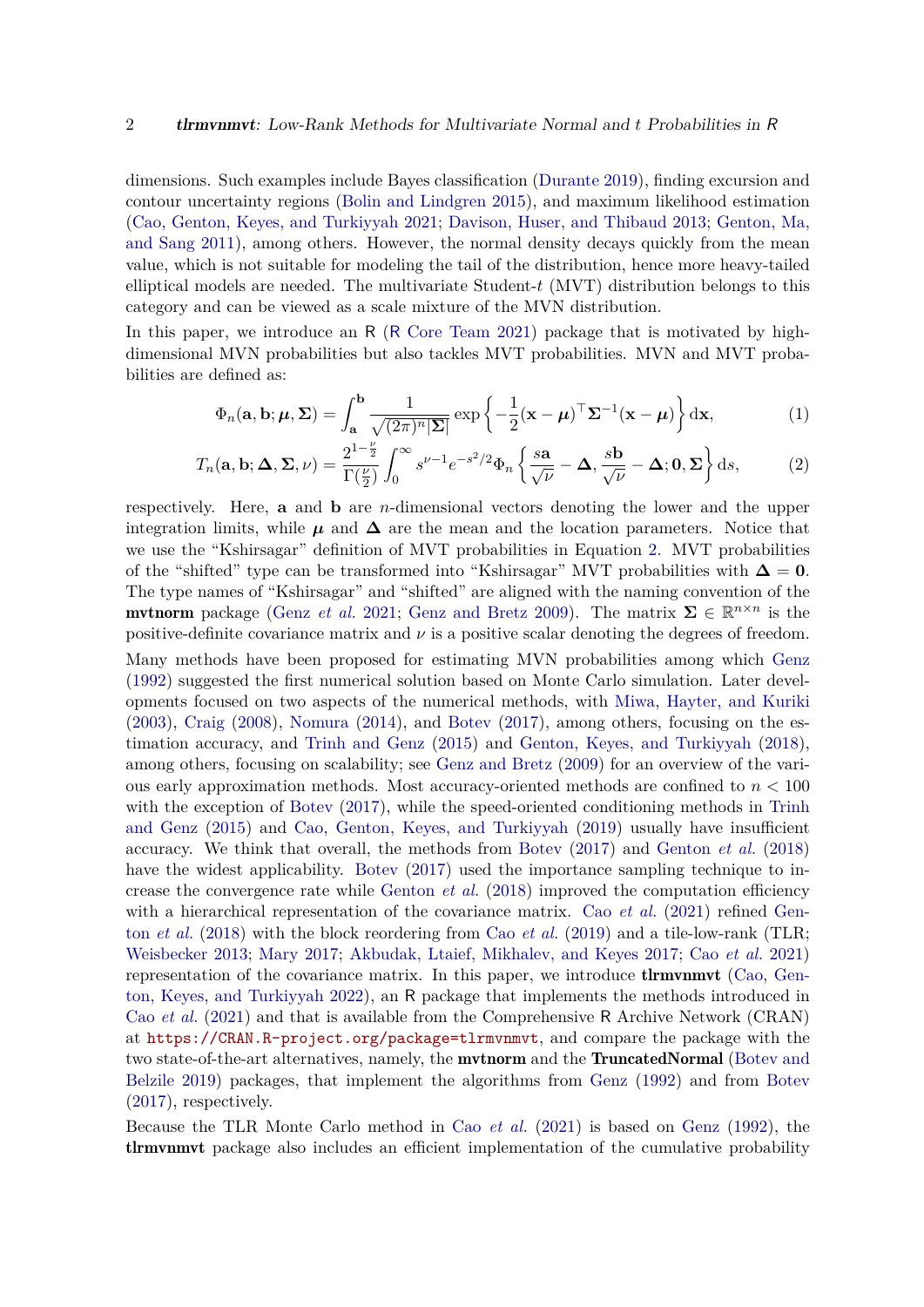dimensions. Such examples include Bayes classification (Durante 2019), finding excursion and contour uncertainty regions (Bolin and Lindgren 2015), and maximum likelihood estimation (Cao, Genton, Keyes, and Turkiyyah 2021; Davison, Huser, and Thibaud 2013; Genton, Ma, and Sang 2011), among others. However, the normal density decays quickly from the mean value, which is not suitable for modeling the tail of the distribution, hence more heavy-tailed elliptical models are needed. The multivariate Student-$t$ (MVT) distribution belongs to this category and can be viewed as a scale mixture of the MVN distribution.

In this paper, we introduce an R (R Core Team 2021) package that is motivated by high-dimensional MVN probabilities but also tackles MVT probabilities. MVN and MVT probabilities are defined as:

$$\Phi_n(\mathbf{a}, \mathbf{b}; \boldsymbol{\mu}, \boldsymbol{\Sigma}) = \int_{\mathbf{a}}^{\mathbf{b}} \frac{1}{\sqrt{(2\pi)^n |\boldsymbol{\Sigma}|}} \exp\left\{-\frac{1}{2}(\mathbf{x}-\boldsymbol{\mu})^\top \boldsymbol{\Sigma}^{-1}(\mathbf{x}-\boldsymbol{\mu})\right\} \mathrm{d}\mathbf{x}, \tag{1}$$

$$T_n(\mathbf{a}, \mathbf{b}; \boldsymbol{\Delta}, \boldsymbol{\Sigma}, \nu) = \frac{2^{1-\frac{\nu}{2}}}{\Gamma(\frac{\nu}{2})} \int_0^\infty s^{\nu-1} e^{-s^2/2} \Phi_n\left\{\frac{s\mathbf{a}}{\sqrt{\nu}} - \boldsymbol{\Delta}, \frac{s\mathbf{b}}{\sqrt{\nu}} - \boldsymbol{\Delta}; \mathbf{0}, \boldsymbol{\Sigma}\right\} \mathrm{d}s, \tag{2}$$

respectively. Here, $\mathbf{a}$ and $\mathbf{b}$ are $n$-dimensional vectors denoting the lower and the upper integration limits, while $\boldsymbol{\mu}$ and $\boldsymbol{\Delta}$ are the mean and the location parameters. Notice that we use the "Kshirsagar" definition of MVT probabilities in Equation 2. MVT probabilities of the "shifted" type can be transformed into "Kshirsagar" MVT probabilities with $\boldsymbol{\Delta} = \mathbf{0}$. The type names of "Kshirsagar" and "shifted" are aligned with the naming convention of the **mvtnorm** package (Genz *et al.* 2021; Genz and Bretz 2009). The matrix $\boldsymbol{\Sigma} \in \mathbb{R}^{n \times n}$ is the positive-definite covariance matrix and $\nu$ is a positive scalar denoting the degrees of freedom.

Many methods have been proposed for estimating MVN probabilities among which Genz (1992) suggested the first numerical solution based on Monte Carlo simulation. Later developments focused on two aspects of the numerical methods, with Miwa, Hayter, and Kuriki (2003), Craig (2008), Nomura (2014), and Botev (2017), among others, focusing on the estimation accuracy, and Trinh and Genz (2015) and Genton, Keyes, and Turkiyyah (2018), among others, focusing on scalability; see Genz and Bretz (2009) for an overview of the various early approximation methods. Most accuracy-oriented methods are confined to $n < 100$ with the exception of Botev (2017), while the speed-oriented conditioning methods in Trinh and Genz (2015) and Cao, Genton, Keyes, and Turkiyyah (2019) usually have insufficient accuracy. We think that overall, the methods from Botev (2017) and Genton *et al.* (2018) have the widest applicability. Botev (2017) used the importance sampling technique to increase the convergence rate while Genton *et al.* (2018) improved the computation efficiency with a hierarchical representation of the covariance matrix. Cao *et al.* (2021) refined Genton *et al.* (2018) with the block reordering from Cao *et al.* (2019) and a tile-low-rank (TLR; Weisbecker 2013; Mary 2017; Akbudak, Ltaief, Mikhalev, and Keyes 2017; Cao *et al.* 2021) representation of the covariance matrix. In this paper, we introduce **tlrmvnmvt** (Cao, Genton, Keyes, and Turkiyyah 2022), an R package that implements the methods introduced in Cao *et al.* (2021) and that is available from the Comprehensive R Archive Network (CRAN) at https://CRAN.R-project.org/package=tlrmvnmvt, and compare the package with the two state-of-the-art alternatives, namely, the **mvtnorm** and the **TruncatedNormal** (Botev and Belzile 2019) packages, that implement the algorithms from Genz (1992) and from Botev (2017), respectively.

Because the TLR Monte Carlo method in Cao *et al.* (2021) is based on Genz (1992), the **tlrmvnmvt** package also includes an efficient implementation of the cumulative probability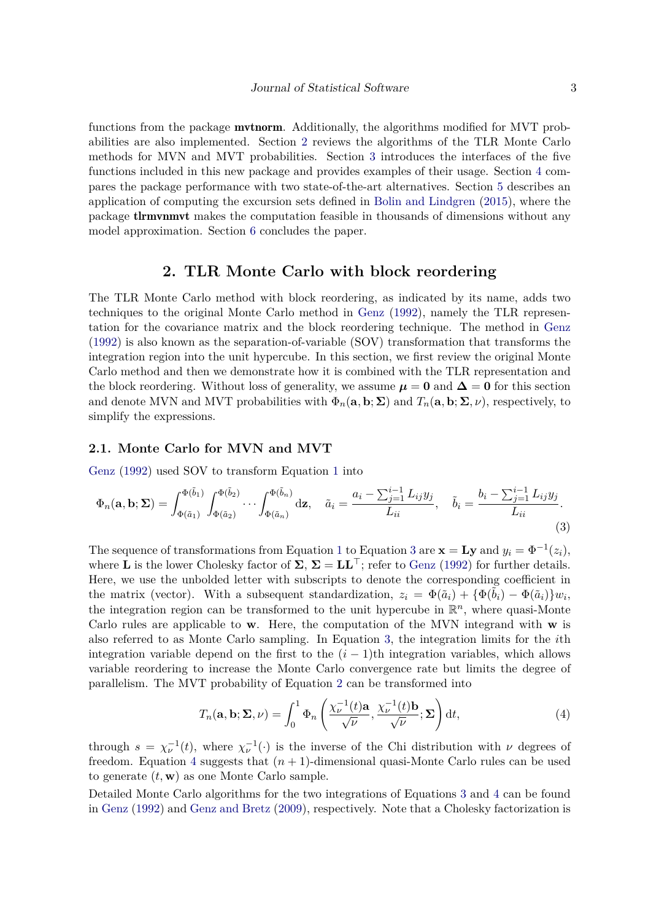functions from the package **mvtnorm**. Additionally, the algorithms modified for MVT probabilities are also implemented. Section 2 reviews the algorithms of the TLR Monte Carlo methods for MVN and MVT probabilities. Section 3 introduces the interfaces of the five functions included in this new package and provides examples of their usage. Section 4 compares the package performance with two state-of-the-art alternatives. Section 5 describes an application of computing the excursion sets defined in Bolin and Lindgren (2015), where the package **tlrmvnmvt** makes the computation feasible in thousands of dimensions without any model approximation. Section 6 concludes the paper.

## 2. TLR Monte Carlo with block reordering

The TLR Monte Carlo method with block reordering, as indicated by its name, adds two techniques to the original Monte Carlo method in Genz (1992), namely the TLR representation for the covariance matrix and the block reordering technique. The method in Genz (1992) is also known as the separation-of-variable (SOV) transformation that transforms the integration region into the unit hypercube. In this section, we first review the original Monte Carlo method and then we demonstrate how it is combined with the TLR representation and the block reordering. Without loss of generality, we assume $\boldsymbol{\mu} = \mathbf{0}$ and $\boldsymbol{\Delta} = \mathbf{0}$ for this section and denote MVN and MVT probabilities with $\Phi_n(\mathbf{a}, \mathbf{b}; \boldsymbol{\Sigma})$ and $T_n(\mathbf{a}, \mathbf{b}; \boldsymbol{\Sigma}, \nu)$, respectively, to simplify the expressions.

### 2.1. Monte Carlo for MVN and MVT

Genz (1992) used SOV to transform Equation 1 into

$$\Phi_n(\mathbf{a}, \mathbf{b}; \boldsymbol{\Sigma}) = \int_{\Phi(\tilde{a}_1)}^{\Phi(\tilde{b}_1)} \int_{\Phi(\tilde{a}_2)}^{\Phi(\tilde{b}_2)} \cdots \int_{\Phi(\tilde{a}_n)}^{\Phi(\tilde{b}_n)} \mathrm{d}\mathbf{z}, \quad \tilde{a}_i = \frac{a_i - \sum_{j=1}^{i-1} L_{ij} y_j}{L_{ii}}, \quad \tilde{b}_i = \frac{b_i - \sum_{j=1}^{i-1} L_{ij} y_j}{L_{ii}}. \tag{3}$$

The sequence of transformations from Equation 1 to Equation 3 are $\mathbf{x} = \mathbf{L}\mathbf{y}$ and $y_i = \Phi^{-1}(z_i)$, where $\mathbf{L}$ is the lower Cholesky factor of $\boldsymbol{\Sigma}$, $\boldsymbol{\Sigma} = \mathbf{L}\mathbf{L}^\top$; refer to Genz (1992) for further details. Here, we use the unbolded letter with subscripts to denote the corresponding coefficient in the matrix (vector). With a subsequent standardization, $z_i = \Phi(\tilde{a}_i) + \{\Phi(\tilde{b}_i) - \Phi(\tilde{a}_i)\} w_i$, the integration region can be transformed to the unit hypercube in $\mathbb{R}^n$, where quasi-Monte Carlo rules are applicable to $\mathbf{w}$. Here, the computation of the MVN integrand with $\mathbf{w}$ is also referred to as Monte Carlo sampling. In Equation 3, the integration limits for the $i$th integration variable depend on the first to the $(i-1)$th integration variables, which allows variable reordering to increase the Monte Carlo convergence rate but limits the degree of parallelism. The MVT probability of Equation 2 can be transformed into

$$T_n(\mathbf{a}, \mathbf{b}; \boldsymbol{\Sigma}, \nu) = \int_0^1 \Phi_n\left(\frac{\chi_\nu^{-1}(t)\mathbf{a}}{\sqrt{\nu}}, \frac{\chi_\nu^{-1}(t)\mathbf{b}}{\sqrt{\nu}}; \boldsymbol{\Sigma}\right) \mathrm{d}t, \tag{4}$$

through $s = \chi_\nu^{-1}(t)$, where $\chi_\nu^{-1}(\cdot)$ is the inverse of the Chi distribution with $\nu$ degrees of freedom. Equation 4 suggests that $(n+1)$-dimensional quasi-Monte Carlo rules can be used to generate $(t, \mathbf{w})$ as one Monte Carlo sample.

Detailed Monte Carlo algorithms for the two integrations of Equations 3 and 4 can be found in Genz (1992) and Genz and Bretz (2009), respectively. Note that a Cholesky factorization is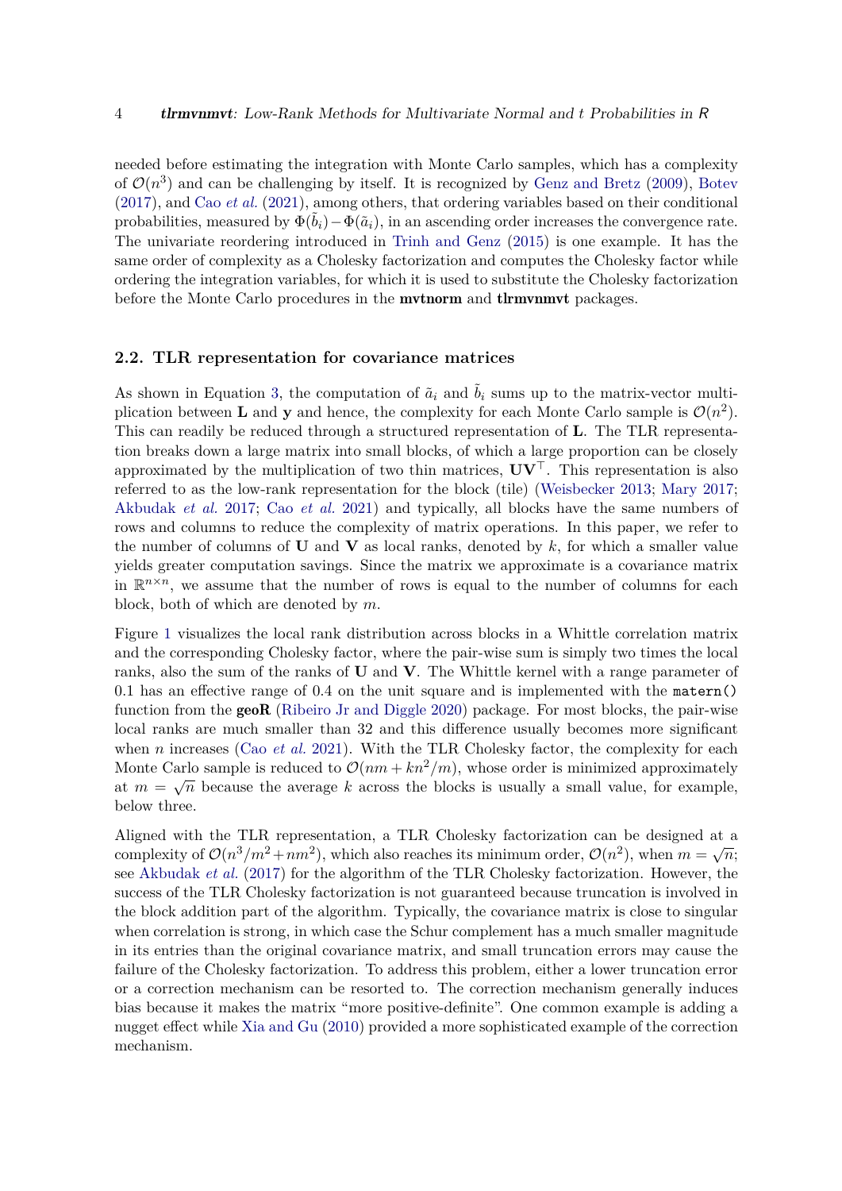needed before estimating the integration with Monte Carlo samples, which has a complexity of $\mathcal{O}(n^3)$ and can be challenging by itself. It is recognized by Genz and Bretz (2009), Botev (2017), and Cao *et al.* (2021), among others, that ordering variables based on their conditional probabilities, measured by $\Phi(\tilde{b}_i) - \Phi(\tilde{a}_i)$, in an ascending order increases the convergence rate. The univariate reordering introduced in Trinh and Genz (2015) is one example. It has the same order of complexity as a Cholesky factorization and computes the Cholesky factor while ordering the integration variables, for which it is used to substitute the Cholesky factorization before the Monte Carlo procedures in the **mvtnorm** and **tlrmvnmvt** packages.

### 2.2. TLR representation for covariance matrices

As shown in Equation 3, the computation of $\tilde{a}_i$ and $\tilde{b}_i$ sums up to the matrix-vector multiplication between $\mathbf{L}$ and $\mathbf{y}$ and hence, the complexity for each Monte Carlo sample is $\mathcal{O}(n^2)$. This can readily be reduced through a structured representation of $\mathbf{L}$. The TLR representation breaks down a large matrix into small blocks, of which a large proportion can be closely approximated by the multiplication of two thin matrices, $\mathbf{U}\mathbf{V}^\top$. This representation is also referred to as the low-rank representation for the block (tile) (Weisbecker 2013; Mary 2017; Akbudak *et al.* 2017; Cao *et al.* 2021) and typically, all blocks have the same numbers of rows and columns to reduce the complexity of matrix operations. In this paper, we refer to the number of columns of $\mathbf{U}$ and $\mathbf{V}$ as local ranks, denoted by $k$, for which a smaller value yields greater computation savings. Since the matrix we approximate is a covariance matrix in $\mathbb{R}^{n \times n}$, we assume that the number of rows is equal to the number of columns for each block, both of which are denoted by $m$.

Figure 1 visualizes the local rank distribution across blocks in a Whittle correlation matrix and the corresponding Cholesky factor, where the pair-wise sum is simply two times the local ranks, also the sum of the ranks of $\mathbf{U}$ and $\mathbf{V}$. The Whittle kernel with a range parameter of 0.1 has an effective range of 0.4 on the unit square and is implemented with the `matern()` function from the **geoR** (Ribeiro Jr and Diggle 2020) package. For most blocks, the pair-wise local ranks are much smaller than 32 and this difference usually becomes more significant when $n$ increases (Cao *et al.* 2021). With the TLR Cholesky factor, the complexity for each Monte Carlo sample is reduced to $\mathcal{O}(nm + kn^2/m)$, whose order is minimized approximately at $m = \sqrt{n}$ because the average $k$ across the blocks is usually a small value, for example, below three.

Aligned with the TLR representation, a TLR Cholesky factorization can be designed at a complexity of $\mathcal{O}(n^3/m^2 + nm^2)$, which also reaches its minimum order, $\mathcal{O}(n^2)$, when $m = \sqrt{n}$; see Akbudak *et al.* (2017) for the algorithm of the TLR Cholesky factorization. However, the success of the TLR Cholesky factorization is not guaranteed because truncation is involved in the block addition part of the algorithm. Typically, the covariance matrix is close to singular when correlation is strong, in which case the Schur complement has a much smaller magnitude in its entries than the original covariance matrix, and small truncation errors may cause the failure of the Cholesky factorization. To address this problem, either a lower truncation error or a correction mechanism can be resorted to. The correction mechanism generally induces bias because it makes the matrix "more positive-definite". One common example is adding a nugget effect while Xia and Gu (2010) provided a more sophisticated example of the correction mechanism.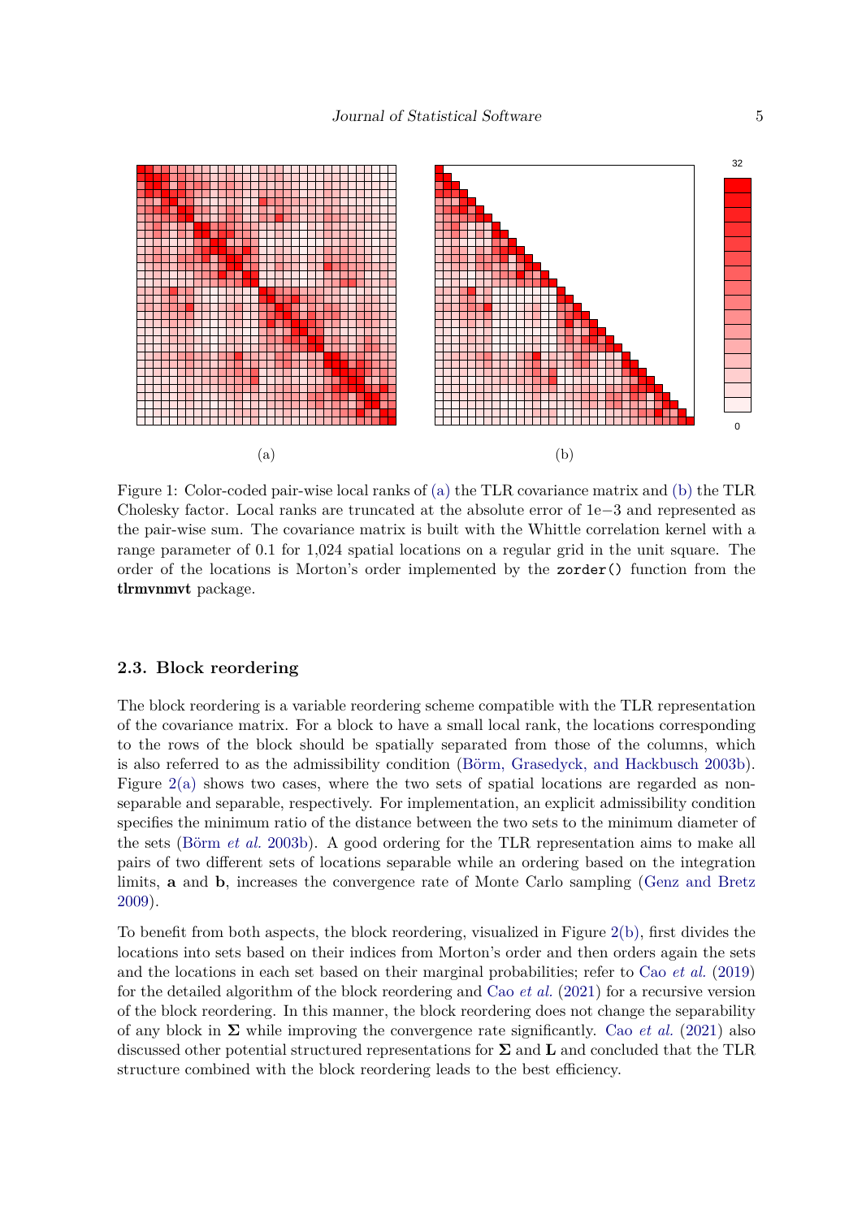Figure 1: Color-coded pair-wise local ranks of (a) the TLR covariance matrix and (b) the TLR Cholesky factor. Local ranks are truncated at the absolute error of 1e−3 and represented as the pair-wise sum. The covariance matrix is built with the Whittle correlation kernel with a range parameter of 0.1 for 1,024 spatial locations on a regular grid in the unit square. The order of the locations is Morton's order implemented by the `zorder()` function from the **tlrmvnmvt** package.

### 2.3. Block reordering

The block reordering is a variable reordering scheme compatible with the TLR representation of the covariance matrix. For a block to have a small local rank, the locations corresponding to the rows of the block should be spatially separated from those of the columns, which is also referred to as the admissibility condition (Börm, Grasedyck, and Hackbusch 2003b). Figure 2(a) shows two cases, where the two sets of spatial locations are regarded as non-separable and separable, respectively. For implementation, an explicit admissibility condition specifies the minimum ratio of the distance between the two sets to the minimum diameter of the sets (Börm *et al.* 2003b). A good ordering for the TLR representation aims to make all pairs of two different sets of locations separable while an ordering based on the integration limits, $\mathbf{a}$ and $\mathbf{b}$, increases the convergence rate of Monte Carlo sampling (Genz and Bretz 2009).

To benefit from both aspects, the block reordering, visualized in Figure 2(b), first divides the locations into sets based on their indices from Morton's order and then orders again the sets and the locations in each set based on their marginal probabilities; refer to Cao *et al.* (2019) for the detailed algorithm of the block reordering and Cao *et al.* (2021) for a recursive version of the block reordering. In this manner, the block reordering does not change the separability of any block in $\boldsymbol{\Sigma}$ while improving the convergence rate significantly. Cao *et al.* (2021) also discussed other potential structured representations for $\boldsymbol{\Sigma}$ and $\mathbf{L}$ and concluded that the TLR structure combined with the block reordering leads to the best efficiency.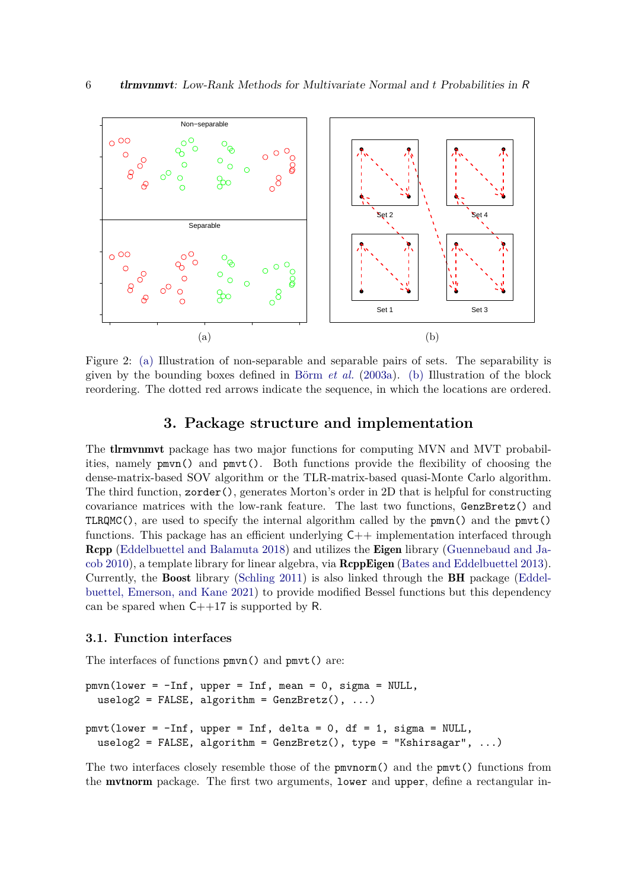Figure 2: (a) Illustration of non-separable and separable pairs of sets. The separability is given by the bounding boxes defined in Börm *et al.* (2003a). (b) Illustration of the block reordering. The dotted red arrows indicate the sequence, in which the locations are ordered.

## 3. Package structure and implementation

The **tlrmvnmvt** package has two major functions for computing MVN and MVT probabilities, namely `pmvn()` and `pmvt()`. Both functions provide the flexibility of choosing the dense-matrix-based SOV algorithm or the TLR-matrix-based quasi-Monte Carlo algorithm. The third function, `zorder()`, generates Morton's order in 2D that is helpful for constructing covariance matrices with the low-rank feature. The last two functions, `GenzBretz()` and `TLRQMC()`, are used to specify the internal algorithm called by the `pmvn()` and the `pmvt()` functions. This package has an efficient underlying C++ implementation interfaced through **Rcpp** (Eddelbuettel and Balamuta 2018) and utilizes the **Eigen** library (Guennebaud and Jacob 2010), a template library for linear algebra, via **RcppEigen** (Bates and Eddelbuettel 2013). Currently, the **Boost** library (Schling 2011) is also linked through the **BH** package (Eddelbuettel, Emerson, and Kane 2021) to provide modified Bessel functions but this dependency can be spared when C++17 is supported by R.

### 3.1. Function interfaces

The interfaces of functions `pmvn()` and `pmvt()` are:

```
pmvn(lower = -Inf, upper = Inf, mean = 0, sigma = NULL,
  uselog2 = FALSE, algorithm = GenzBretz(), ...)

pmvt(lower = -Inf, upper = Inf, delta = 0, df = 1, sigma = NULL,
  uselog2 = FALSE, algorithm = GenzBretz(), type = "Kshirsagar", ...)
```

The two interfaces closely resemble those of the `pmvnorm()` and the `pmvt()` functions from the **mvtnorm** package. The first two arguments, `lower` and `upper`, define a rectangular in-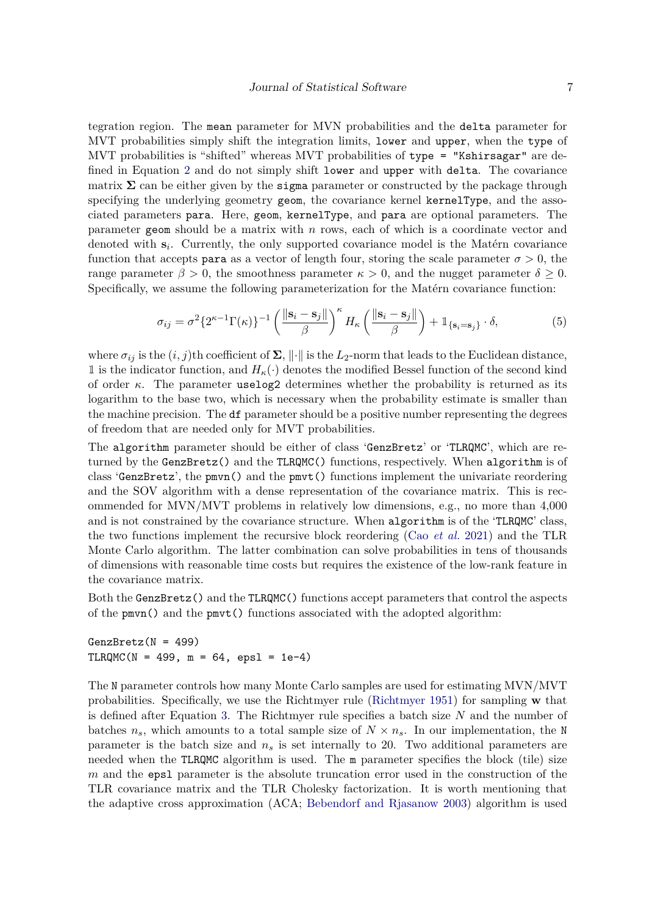tegration region. The `mean` parameter for MVN probabilities and the `delta` parameter for MVT probabilities simply shift the integration limits, `lower` and `upper`, when the `type` of MVT probabilities is "shifted" whereas MVT probabilities of `type = "Kshirsagar"` are defined in Equation 2 and do not simply shift `lower` and `upper` with `delta`. The covariance matrix $\mathbf{\Sigma}$ can be either given by the `sigma` parameter or constructed by the package through specifying the underlying geometry `geom`, the covariance kernel `kernelType`, and the associated parameters `para`. Here, `geom`, `kernelType`, and `para` are optional parameters. The parameter `geom` should be a matrix with $n$ rows, each of which is a coordinate vector and denoted with $\mathbf{s}_i$. Currently, the only supported covariance model is the Matérn covariance function that accepts `para` as a vector of length four, storing the scale parameter $\sigma > 0$, the range parameter $\beta > 0$, the smoothness parameter $\kappa > 0$, and the nugget parameter $\delta \geq 0$. Specifically, we assume the following parameterization for the Matérn covariance function:

$$\sigma_{ij} = \sigma^2 \{2^{\kappa-1}\Gamma(\kappa)\}^{-1} \left(\frac{\|\mathbf{s}_i - \mathbf{s}_j\|}{\beta}\right)^{\kappa} H_{\kappa}\left(\frac{\|\mathbf{s}_i - \mathbf{s}_j\|}{\beta}\right) + \mathbb{1}_{\{\mathbf{s}_i = \mathbf{s}_j\}} \cdot \delta, \tag{5}$$

where $\sigma_{ij}$ is the $(i,j)$th coefficient of $\mathbf{\Sigma}$, $\|\cdot\|$ is the $L_2$-norm that leads to the Euclidean distance, $\mathbb{1}$ is the indicator function, and $H_{\kappa}(\cdot)$ denotes the modified Bessel function of the second kind of order $\kappa$. The parameter `uselog2` determines whether the probability is returned as its logarithm to the base two, which is necessary when the probability estimate is smaller than the machine precision. The `df` parameter should be a positive number representing the degrees of freedom that are needed only for MVT probabilities.

The `algorithm` parameter should be either of class '`GenzBretz`' or '`TLRQMC`', which are returned by the `GenzBretz()` and the `TLRQMC()` functions, respectively. When `algorithm` is of class '`GenzBretz`', the `pmvn()` and the `pmvt()` functions implement the univariate reordering and the SOV algorithm with a dense representation of the covariance matrix. This is recommended for MVN/MVT problems in relatively low dimensions, e.g., no more than 4,000 and is not constrained by the covariance structure. When `algorithm` is of the '`TLRQMC`' class, the two functions implement the recursive block reordering (Cao *et al.* 2021) and the TLR Monte Carlo algorithm. The latter combination can solve probabilities in tens of thousands of dimensions with reasonable time costs but requires the existence of the low-rank feature in the covariance matrix.

Both the `GenzBretz()` and the `TLRQMC()` functions accept parameters that control the aspects of the `pmvn()` and the `pmvt()` functions associated with the adopted algorithm:

```
GenzBretz(N = 499)
TLRQMC(N = 499, m = 64, epsl = 1e-4)
```

The `N` parameter controls how many Monte Carlo samples are used for estimating MVN/MVT probabilities. Specifically, we use the Richtmyer rule (Richtmyer 1951) for sampling $\mathbf{w}$ that is defined after Equation 3. The Richtmyer rule specifies a batch size $N$ and the number of batches $n_s$, which amounts to a total sample size of $N \times n_s$. In our implementation, the `N` parameter is the batch size and $n_s$ is set internally to 20. Two additional parameters are needed when the `TLRQMC` algorithm is used. The `m` parameter specifies the block (tile) size $m$ and the `epsl` parameter is the absolute truncation error used in the construction of the TLR covariance matrix and the TLR Cholesky factorization. It is worth mentioning that the adaptive cross approximation (ACA; Bebendorf and Rjasanow 2003) algorithm is used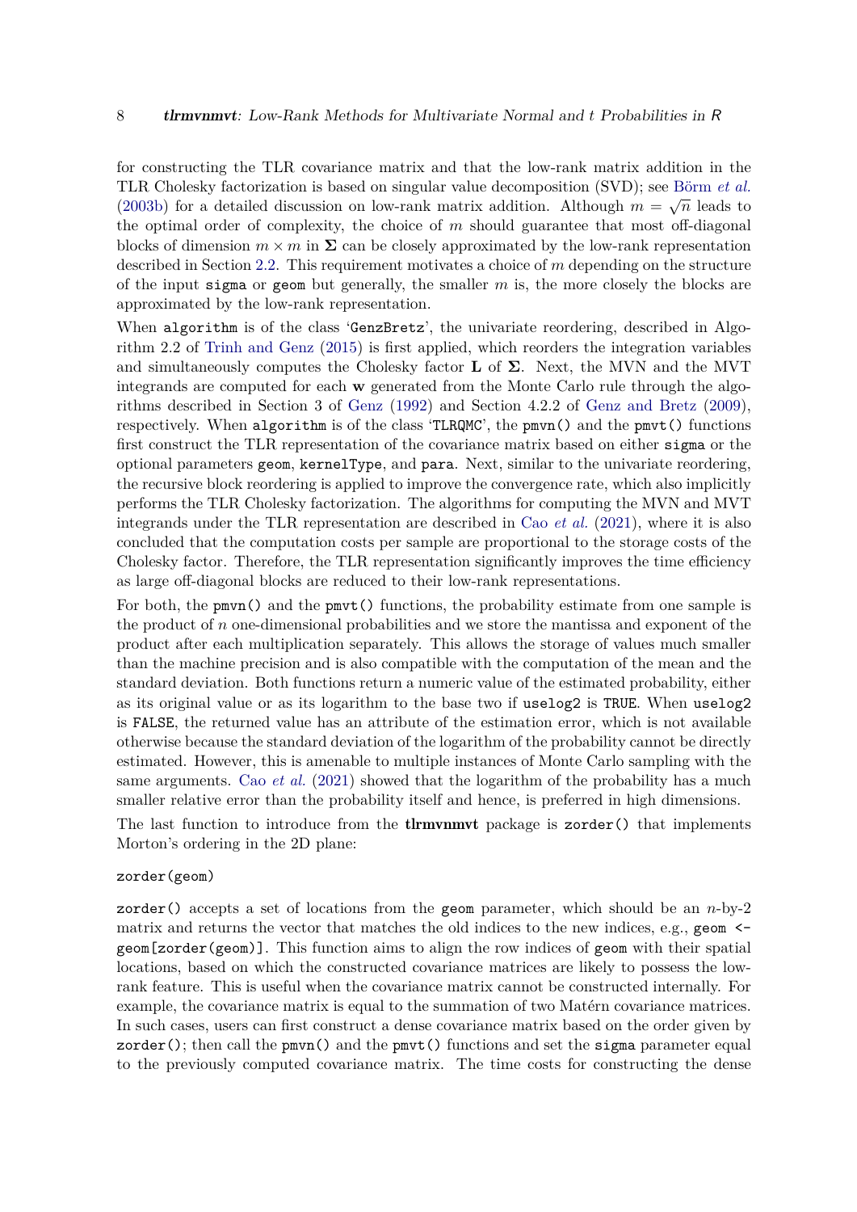for constructing the TLR covariance matrix and that the low-rank matrix addition in the TLR Cholesky factorization is based on singular value decomposition (SVD); see Börm *et al.* (2003b) for a detailed discussion on low-rank matrix addition. Although $m = \sqrt{n}$ leads to the optimal order of complexity, the choice of $m$ should guarantee that most off-diagonal blocks of dimension $m \times m$ in $\mathbf{\Sigma}$ can be closely approximated by the low-rank representation described in Section 2.2. This requirement motivates a choice of $m$ depending on the structure of the input `sigma` or `geom` but generally, the smaller $m$ is, the more closely the blocks are approximated by the low-rank representation.

When `algorithm` is of the class '`GenzBretz`', the univariate reordering, described in Algorithm 2.2 of Trinh and Genz (2015) is first applied, which reorders the integration variables and simultaneously computes the Cholesky factor $\mathbf{L}$ of $\mathbf{\Sigma}$. Next, the MVN and the MVT integrands are computed for each $\mathbf{w}$ generated from the Monte Carlo rule through the algorithms described in Section 3 of Genz (1992) and Section 4.2.2 of Genz and Bretz (2009), respectively. When `algorithm` is of the class '`TLRQMC`', the `pmvn()` and the `pmvt()` functions first construct the TLR representation of the covariance matrix based on either `sigma` or the optional parameters `geom`, `kernelType`, and `para`. Next, similar to the univariate reordering, the recursive block reordering is applied to improve the convergence rate, which also implicitly performs the TLR Cholesky factorization. The algorithms for computing the MVN and MVT integrands under the TLR representation are described in Cao *et al.* (2021), where it is also concluded that the computation costs per sample are proportional to the storage costs of the Cholesky factor. Therefore, the TLR representation significantly improves the time efficiency as large off-diagonal blocks are reduced to their low-rank representations.

For both, the `pmvn()` and the `pmvt()` functions, the probability estimate from one sample is the product of $n$ one-dimensional probabilities and we store the mantissa and exponent of the product after each multiplication separately. This allows the storage of values much smaller than the machine precision and is also compatible with the computation of the mean and the standard deviation. Both functions return a numeric value of the estimated probability, either as its original value or as its logarithm to the base two if `uselog2` is `TRUE`. When `uselog2` is `FALSE`, the returned value has an attribute of the estimation error, which is not available otherwise because the standard deviation of the logarithm of the probability cannot be directly estimated. However, this is amenable to multiple instances of Monte Carlo sampling with the same arguments. Cao *et al.* (2021) showed that the logarithm of the probability has a much smaller relative error than the probability itself and hence, is preferred in high dimensions.

The last function to introduce from the **tlrmvnmvt** package is `zorder()` that implements Morton's ordering in the 2D plane:

```
zorder(geom)
```

`zorder()` accepts a set of locations from the `geom` parameter, which should be an $n$-by-2 matrix and returns the vector that matches the old indices to the new indices, e.g., `geom <- geom[zorder(geom)]`. This function aims to align the row indices of `geom` with their spatial locations, based on which the constructed covariance matrices are likely to possess the low-rank feature. This is useful when the covariance matrix cannot be constructed internally. For example, the covariance matrix is equal to the summation of two Matérn covariance matrices. In such cases, users can first construct a dense covariance matrix based on the order given by `zorder()`; then call the `pmvn()` and the `pmvt()` functions and set the `sigma` parameter equal to the previously computed covariance matrix. The time costs for constructing the dense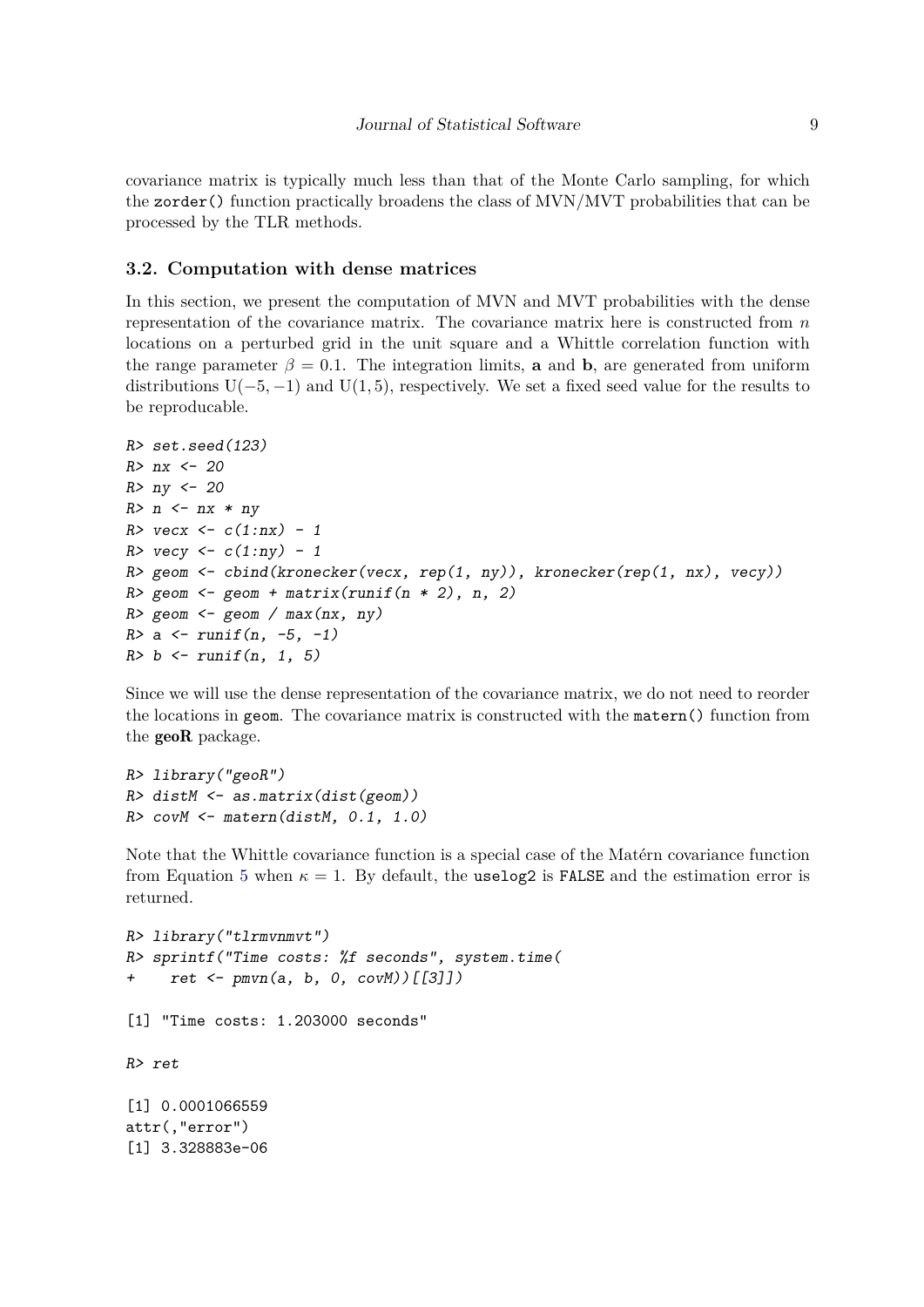covariance matrix is typically much less than that of the Monte Carlo sampling, for which the `zorder()` function practically broadens the class of MVN/MVT probabilities that can be processed by the TLR methods.

### 3.2. Computation with dense matrices

In this section, we present the computation of MVN and MVT probabilities with the dense representation of the covariance matrix. The covariance matrix here is constructed from $n$ locations on a perturbed grid in the unit square and a Whittle correlation function with the range parameter $\beta = 0.1$. The integration limits, $\mathbf{a}$ and $\mathbf{b}$, are generated from uniform distributions $\mathrm{U}(-5, -1)$ and $\mathrm{U}(1, 5)$, respectively. We set a fixed seed value for the results to be reproducable.

```
R> set.seed(123)
R> nx <- 20
R> ny <- 20
R> n <- nx * ny
R> vecx <- c(1:nx) - 1
R> vecy <- c(1:ny) - 1
R> geom <- cbind(kronecker(vecx, rep(1, ny)), kronecker(rep(1, nx), vecy))
R> geom <- geom + matrix(runif(n * 2), n, 2)
R> geom <- geom / max(nx, ny)
R> a <- runif(n, -5, -1)
R> b <- runif(n, 1, 5)
```

Since we will use the dense representation of the covariance matrix, we do not need to reorder the locations in `geom`. The covariance matrix is constructed with the `matern()` function from the **geoR** package.

```
R> library("geoR")
R> distM <- as.matrix(dist(geom))
R> covM <- matern(distM, 0.1, 1.0)
```

Note that the Whittle covariance function is a special case of the Matérn covariance function from Equation 5 when $\kappa = 1$. By default, the `uselog2` is `FALSE` and the estimation error is returned.

```
R> library("tlrmvnmvt")
R> sprintf("Time costs: %f seconds", system.time(
+    ret <- pmvn(a, b, 0, covM))[[3]])

[1] "Time costs: 1.203000 seconds"

R> ret

[1] 0.0001066559
attr(,"error")
[1] 3.328883e-06
```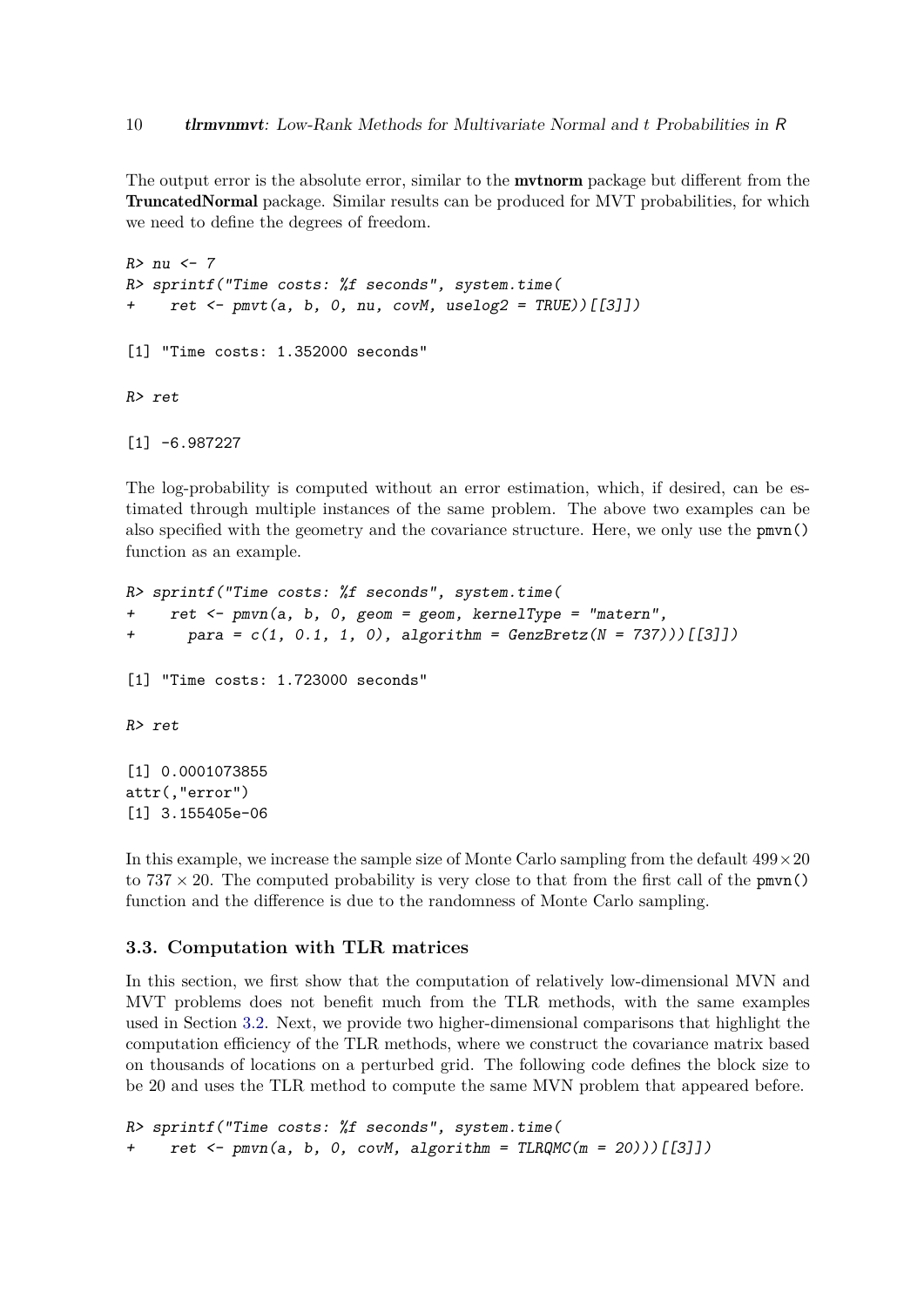The output error is the absolute error, similar to the **mvtnorm** package but different from the **TruncatedNormal** package. Similar results can be produced for MVT probabilities, for which we need to define the degrees of freedom.

```
R> nu <- 7
R> sprintf("Time costs: %f seconds", system.time(
+    ret <- pmvt(a, b, 0, nu, covM, uselog2 = TRUE))[[3]])

[1] "Time costs: 1.352000 seconds"

R> ret

[1] -6.987227
```

The log-probability is computed without an error estimation, which, if desired, can be estimated through multiple instances of the same problem. The above two examples can be also specified with the geometry and the covariance structure. Here, we only use the `pmvn()` function as an example.

```
R> sprintf("Time costs: %f seconds", system.time(
+    ret <- pmvn(a, b, 0, geom = geom, kernelType = "matern",
+      para = c(1, 0.1, 1, 0), algorithm = GenzBretz(N = 737)))[[3]])

[1] "Time costs: 1.723000 seconds"

R> ret

[1] 0.0001073855
attr(,"error")
[1] 3.155405e-06
```

In this example, we increase the sample size of Monte Carlo sampling from the default $499 \times 20$ to $737 \times 20$. The computed probability is very close to that from the first call of the `pmvn()` function and the difference is due to the randomness of Monte Carlo sampling.

### 3.3. Computation with TLR matrices

In this section, we first show that the computation of relatively low-dimensional MVN and MVT problems does not benefit much from the TLR methods, with the same examples used in Section 3.2. Next, we provide two higher-dimensional comparisons that highlight the computation efficiency of the TLR methods, where we construct the covariance matrix based on thousands of locations on a perturbed grid. The following code defines the block size to be 20 and uses the TLR method to compute the same MVN problem that appeared before.

```
R> sprintf("Time costs: %f seconds", system.time(
+    ret <- pmvn(a, b, 0, covM, algorithm = TLRQMC(m = 20)))[[3]])
```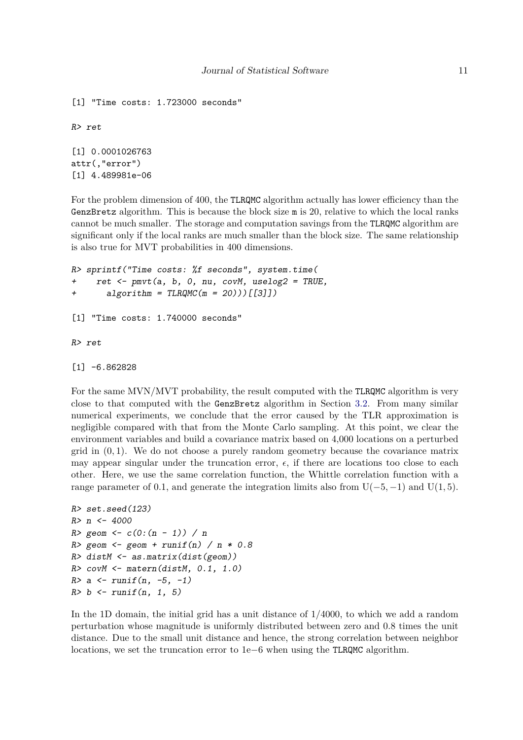```
[1] "Time costs: 1.723000 seconds"
```

```
R> ret
```

```
[1] 0.0001026763
attr(,"error")
[1] 4.489981e-06
```

For the problem dimension of 400, the TLRQMC algorithm actually has lower efficiency than the GenzBretz algorithm. This is because the block size m is 20, relative to which the local ranks cannot be much smaller. The storage and computation savings from the TLRQMC algorithm are significant only if the local ranks are much smaller than the block size. The same relationship is also true for MVT probabilities in 400 dimensions.

```
R> sprintf("Time costs: %f seconds", system.time(
+    ret <- pmvt(a, b, 0, nu, covM, uselog2 = TRUE,
+      algorithm = TLRQMC(m = 20)))[[3]])
```

```
[1] "Time costs: 1.740000 seconds"
```

```
R> ret
```

```
[1] -6.862828
```

For the same MVN/MVT probability, the result computed with the TLRQMC algorithm is very close to that computed with the GenzBretz algorithm in Section 3.2. From many similar numerical experiments, we conclude that the error caused by the TLR approximation is negligible compared with that from the Monte Carlo sampling. At this point, we clear the environment variables and build a covariance matrix based on 4,000 locations on a perturbed grid in $(0, 1)$. We do not choose a purely random geometry because the covariance matrix may appear singular under the truncation error, $\epsilon$, if there are locations too close to each other. Here, we use the same correlation function, the Whittle correlation function with a range parameter of 0.1, and generate the integration limits also from $\mathrm{U}(-5, -1)$ and $\mathrm{U}(1, 5)$.

```
R> set.seed(123)
R> n <- 4000
R> geom <- c(0:(n - 1)) / n
R> geom <- geom + runif(n) / n * 0.8
R> distM <- as.matrix(dist(geom))
R> covM <- matern(distM, 0.1, 1.0)
R> a <- runif(n, -5, -1)
R> b <- runif(n, 1, 5)
```

In the 1D domain, the initial grid has a unit distance of $1/4000$, to which we add a random perturbation whose magnitude is uniformly distributed between zero and 0.8 times the unit distance. Due to the small unit distance and hence, the strong correlation between neighbor locations, we set the truncation error to $1\mathrm{e}{-6}$ when using the TLRQMC algorithm.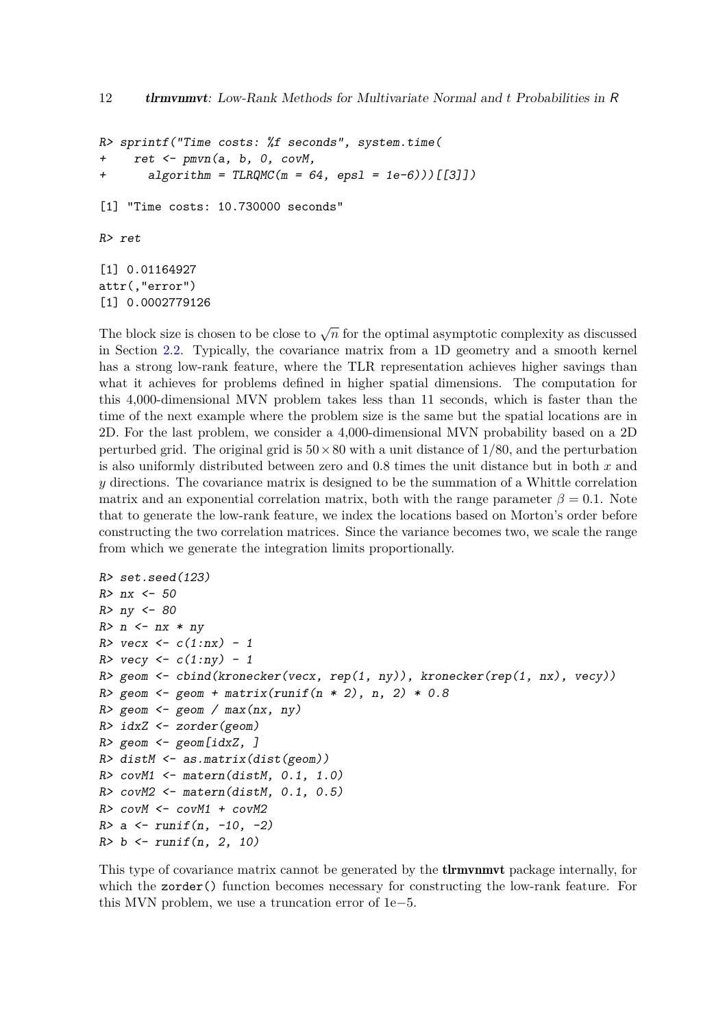```
R> sprintf("Time costs: %f seconds", system.time(
+    ret <- pmvn(a, b, 0, covM,
+      algorithm = TLRQMC(m = 64, epsl = 1e-6)))[[3]])

[1] "Time costs: 10.730000 seconds"

R> ret

[1] 0.01164927
attr(,"error")
[1] 0.0002779126
```

The block size is chosen to be close to $\sqrt{n}$ for the optimal asymptotic complexity as discussed in Section 2.2. Typically, the covariance matrix from a 1D geometry and a smooth kernel has a strong low-rank feature, where the TLR representation achieves higher savings than what it achieves for problems defined in higher spatial dimensions. The computation for this 4,000-dimensional MVN problem takes less than 11 seconds, which is faster than the time of the next example where the problem size is the same but the spatial locations are in 2D. For the last problem, we consider a 4,000-dimensional MVN probability based on a 2D perturbed grid. The original grid is $50 \times 80$ with a unit distance of $1/80$, and the perturbation is also uniformly distributed between zero and 0.8 times the unit distance but in both $x$ and $y$ directions. The covariance matrix is designed to be the summation of a Whittle correlation matrix and an exponential correlation matrix, both with the range parameter $\beta = 0.1$. Note that to generate the low-rank feature, we index the locations based on Morton's order before constructing the two correlation matrices. Since the variance becomes two, we scale the range from which we generate the integration limits proportionally.

```
R> set.seed(123)
R> nx <- 50
R> ny <- 80
R> n <- nx * ny
R> vecx <- c(1:nx) - 1
R> vecy <- c(1:ny) - 1
R> geom <- cbind(kronecker(vecx, rep(1, ny)), kronecker(rep(1, nx), vecy))
R> geom <- geom + matrix(runif(n * 2), n, 2) * 0.8
R> geom <- geom / max(nx, ny)
R> idxZ <- zorder(geom)
R> geom <- geom[idxZ, ]
R> distM <- as.matrix(dist(geom))
R> covM1 <- matern(distM, 0.1, 1.0)
R> covM2 <- matern(distM, 0.1, 0.5)
R> covM <- covM1 + covM2
R> a <- runif(n, -10, -2)
R> b <- runif(n, 2, 10)
```

This type of covariance matrix cannot be generated by the **tlrmvnmvt** package internally, for which the `zorder()` function becomes necessary for constructing the low-rank feature. For this MVN problem, we use a truncation error of 1e−5.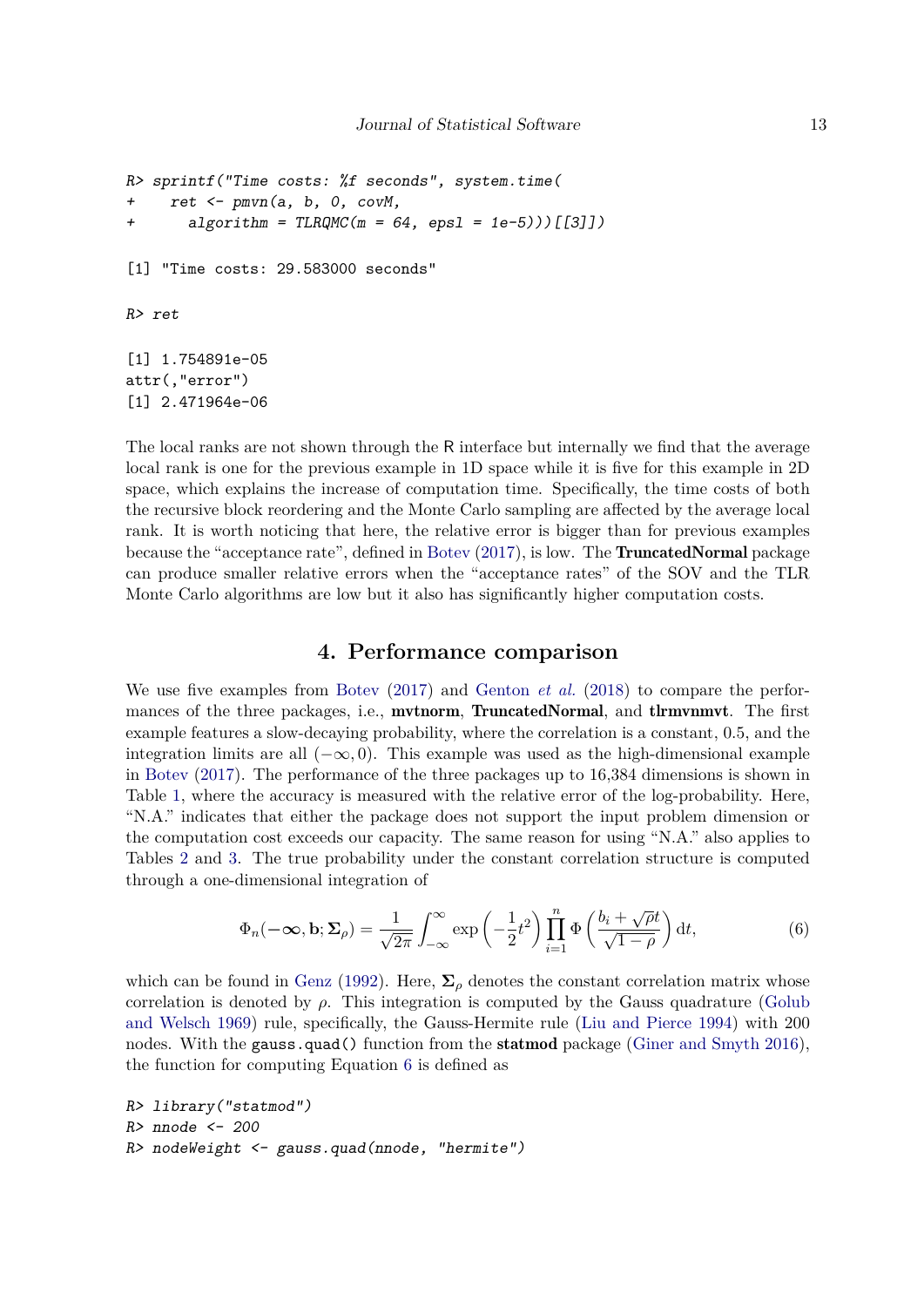```
R> sprintf("Time costs: %f seconds", system.time(
+    ret <- pmvn(a, b, 0, covM,
+      algorithm = TLRQMC(m = 64, epsl = 1e-5)))[[3]])

[1] "Time costs: 29.583000 seconds"

R> ret

[1] 1.754891e-05
attr(,"error")
[1] 2.471964e-06
```

The local ranks are not shown through the R interface but internally we find that the average local rank is one for the previous example in 1D space while it is five for this example in 2D space, which explains the increase of computation time. Specifically, the time costs of both the recursive block reordering and the Monte Carlo sampling are affected by the average local rank. It is worth noticing that here, the relative error is bigger than for previous examples because the "acceptance rate", defined in Botev (2017), is low. The **TruncatedNormal** package can produce smaller relative errors when the "acceptance rates" of the SOV and the TLR Monte Carlo algorithms are low but it also has significantly higher computation costs.

# 4. Performance comparison

We use five examples from Botev (2017) and Genton *et al.* (2018) to compare the performances of the three packages, i.e., **mvtnorm**, **TruncatedNormal**, and **tlrmvnmvt**. The first example features a slow-decaying probability, where the correlation is a constant, 0.5, and the integration limits are all $(-\infty, 0)$. This example was used as the high-dimensional example in Botev (2017). The performance of the three packages up to 16,384 dimensions is shown in Table 1, where the accuracy is measured with the relative error of the log-probability. Here, "N.A." indicates that either the package does not support the input problem dimension or the computation cost exceeds our capacity. The same reason for using "N.A." also applies to Tables 2 and 3. The true probability under the constant correlation structure is computed through a one-dimensional integration of

$$\Phi_n(-\boldsymbol{\infty}, \mathbf{b}; \boldsymbol{\Sigma}_\rho) = \frac{1}{\sqrt{2\pi}} \int_{-\infty}^{\infty} \exp\left(-\frac{1}{2}t^2\right) \prod_{i=1}^{n} \Phi\left(\frac{b_i + \sqrt{\rho}t}{\sqrt{1-\rho}}\right) \mathrm{d}t, \tag{6}$$

which can be found in Genz (1992). Here, $\boldsymbol{\Sigma}_\rho$ denotes the constant correlation matrix whose correlation is denoted by $\rho$. This integration is computed by the Gauss quadrature (Golub and Welsch 1969) rule, specifically, the Gauss-Hermite rule (Liu and Pierce 1994) with 200 nodes. With the `gauss.quad()` function from the **statmod** package (Giner and Smyth 2016), the function for computing Equation 6 is defined as

```
R> library("statmod")
R> nnode <- 200
R> nodeWeight <- gauss.quad(nnode, "hermite")
```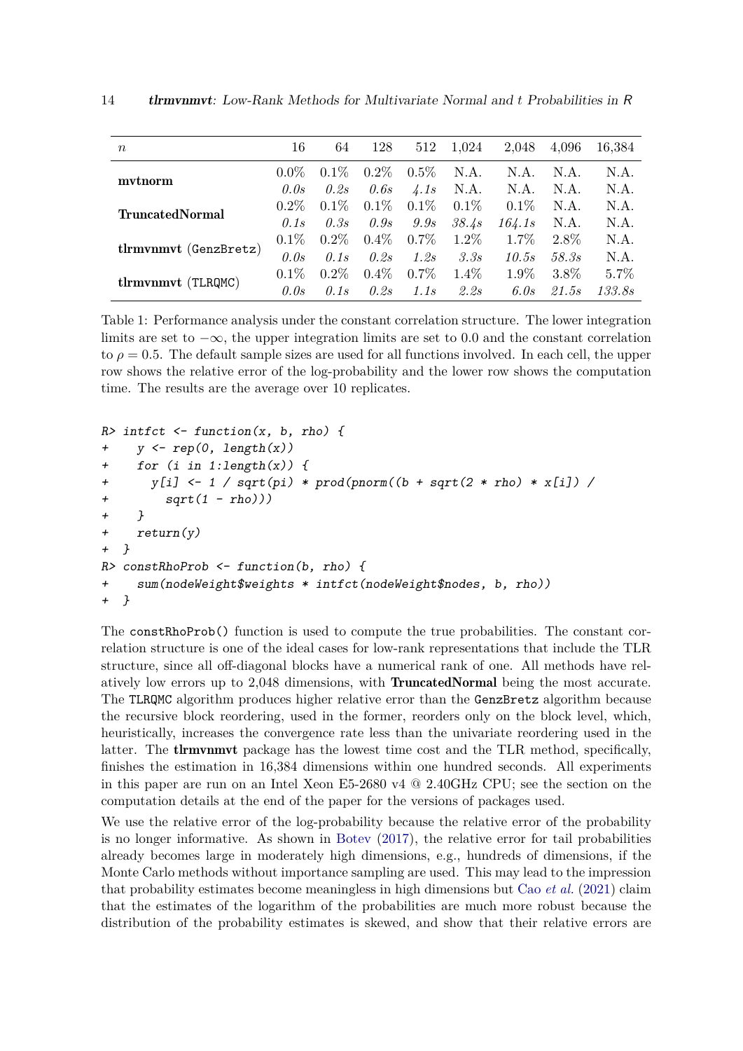| $n$ | 16 | 64 | 128 | 512 | 1,024 | 2,048 | 4,096 | 16,384 |
|---|---|---|---|---|---|---|---|---|
| **mvtnorm** | 0.0% | 0.1% | 0.2% | 0.5% | N.A. | N.A. | N.A. | N.A. |
| | *0.0s* | *0.2s* | *0.6s* | *4.1s* | N.A. | N.A. | N.A. | N.A. |
| **TruncatedNormal** | 0.2% | 0.1% | 0.1% | 0.1% | 0.1% | 0.1% | N.A. | N.A. |
| | *0.1s* | *0.3s* | *0.9s* | *9.9s* | *38.4s* | *164.1s* | N.A. | N.A. |
| **tlrmvnmvt** (`GenzBretz`) | 0.1% | 0.2% | 0.4% | 0.7% | 1.2% | 1.7% | 2.8% | N.A. |
| | *0.0s* | *0.1s* | *0.2s* | *1.2s* | *3.3s* | *10.5s* | *58.3s* | N.A. |
| **tlrmvnmvt** (`TLRQMC`) | 0.1% | 0.2% | 0.4% | 0.7% | 1.4% | 1.9% | 3.8% | 5.7% |
| | *0.0s* | *0.1s* | *0.2s* | *1.1s* | *2.2s* | *6.0s* | *21.5s* | *133.8s* |

Table 1: Performance analysis under the constant correlation structure. The lower integration limits are set to $-\infty$, the upper integration limits are set to 0.0 and the constant correlation to $\rho = 0.5$. The default sample sizes are used for all functions involved. In each cell, the upper row shows the relative error of the log-probability and the lower row shows the computation time. The results are the average over 10 replicates.

```
R> intfct <- function(x, b, rho) {
+    y <- rep(0, length(x))
+    for (i in 1:length(x)) {
+      y[i] <- 1 / sqrt(pi) * prod(pnorm((b + sqrt(2 * rho) * x[i]) /
+        sqrt(1 - rho)))
+    }
+    return(y)
+ }
R> constRhoProb <- function(b, rho) {
+    sum(nodeWeight$weights * intfct(nodeWeight$nodes, b, rho))
+ }
```

The `constRhoProb()` function is used to compute the true probabilities. The constant correlation structure is one of the ideal cases for low-rank representations that include the TLR structure, since all off-diagonal blocks have a numerical rank of one. All methods have relatively low errors up to 2,048 dimensions, with **TruncatedNormal** being the most accurate. The `TLRQMC` algorithm produces higher relative error than the `GenzBretz` algorithm because the recursive block reordering, used in the former, reorders only on the block level, which, heuristically, increases the convergence rate less than the univariate reordering used in the latter. The **tlrmvnmvt** package has the lowest time cost and the TLR method, specifically, finishes the estimation in 16,384 dimensions within one hundred seconds. All experiments in this paper are run on an Intel Xeon E5-2680 v4 @ 2.40GHz CPU; see the section on the computation details at the end of the paper for the versions of packages used.

We use the relative error of the log-probability because the relative error of the probability is no longer informative. As shown in Botev (2017), the relative error for tail probabilities already becomes large in moderately high dimensions, e.g., hundreds of dimensions, if the Monte Carlo methods without importance sampling are used. This may lead to the impression that probability estimates become meaningless in high dimensions but Cao *et al.* (2021) claim that the estimates of the logarithm of the probabilities are much more robust because the distribution of the probability estimates is skewed, and show that their relative errors are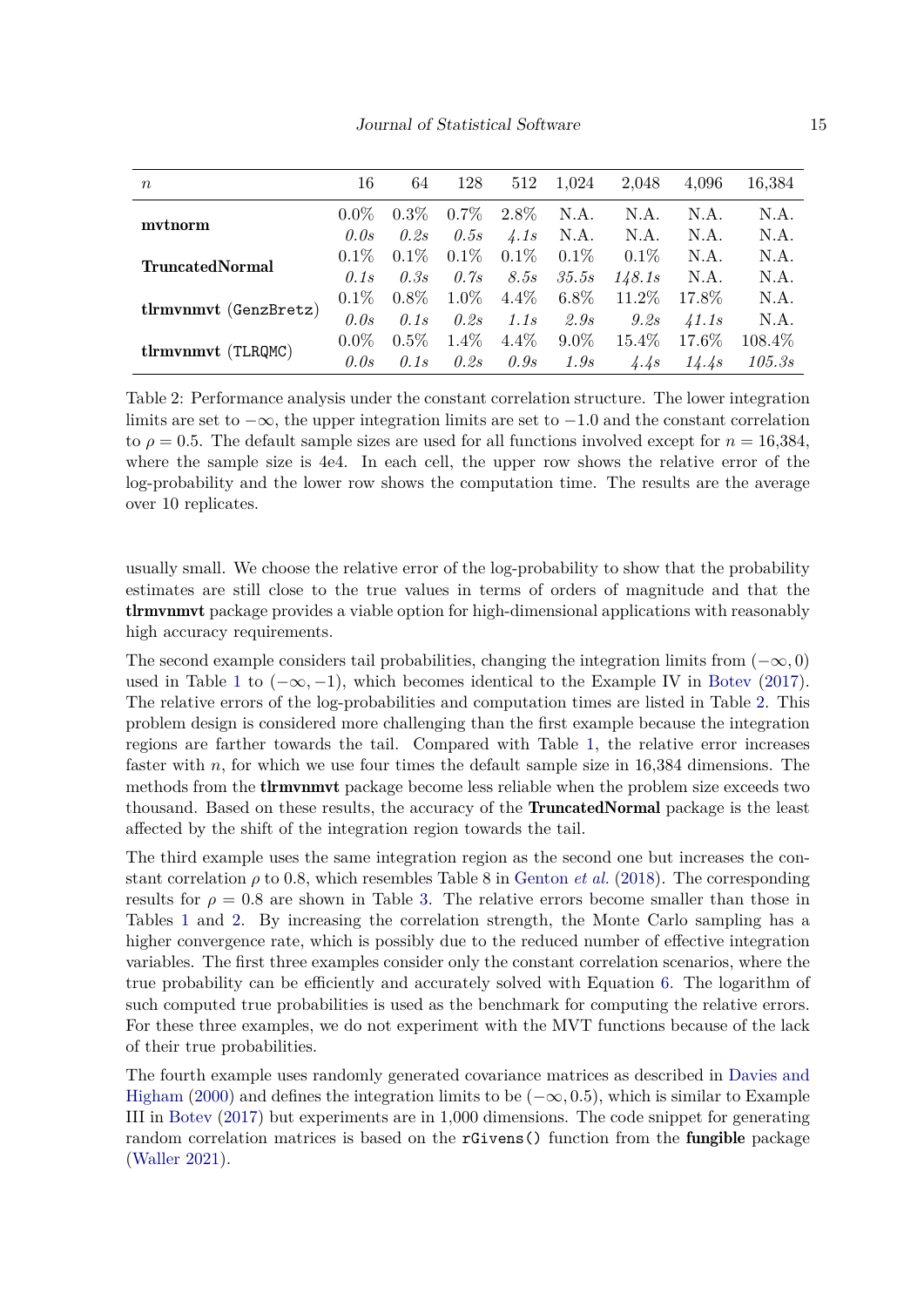| $n$ | | 16 | 64 | 128 | 512 | 1,024 | 2,048 | 4,096 | 16,384 |
|---|---|---|---|---|---|---|---|---|---|
| **mvtnorm** | | 0.0% | 0.3% | 0.7% | 2.8% | N.A. | N.A. | N.A. | N.A. |
| | | *0.0s* | *0.2s* | *0.5s* | *4.1s* | N.A. | N.A. | N.A. | N.A. |
| **TruncatedNormal** | | 0.1% | 0.1% | 0.1% | 0.1% | 0.1% | 0.1% | N.A. | N.A. |
| | | *0.1s* | *0.3s* | *0.7s* | *8.5s* | *35.5s* | *148.1s* | N.A. | N.A. |
| **tlrmvnmvt** (`GenzBretz`) | | 0.1% | 0.8% | 1.0% | 4.4% | 6.8% | 11.2% | 17.8% | N.A. |
| | | *0.0s* | *0.1s* | *0.2s* | *1.1s* | *2.9s* | *9.2s* | *41.1s* | N.A. |
| **tlrmvnmvt** (`TLRQMC`) | | 0.0% | 0.5% | 1.4% | 4.4% | 9.0% | 15.4% | 17.6% | 108.4% |
| | | *0.0s* | *0.1s* | *0.2s* | *0.9s* | *1.9s* | *4.4s* | *14.4s* | *105.3s* |

Table 2: Performance analysis under the constant correlation structure. The lower integration limits are set to $-\infty$, the upper integration limits are set to $-1.0$ and the constant correlation to $\rho = 0.5$. The default sample sizes are used for all functions involved except for $n = 16{,}384$, where the sample size is 4e4. In each cell, the upper row shows the relative error of the log-probability and the lower row shows the computation time. The results are the average over 10 replicates.

usually small. We choose the relative error of the log-probability to show that the probability estimates are still close to the true values in terms of orders of magnitude and that the **tlrmvnmvt** package provides a viable option for high-dimensional applications with reasonably high accuracy requirements.

The second example considers tail probabilities, changing the integration limits from $(-\infty, 0)$ used in Table 1 to $(-\infty, -1)$, which becomes identical to the Example IV in Botev (2017). The relative errors of the log-probabilities and computation times are listed in Table 2. This problem design is considered more challenging than the first example because the integration regions are farther towards the tail. Compared with Table 1, the relative error increases faster with $n$, for which we use four times the default sample size in 16,384 dimensions. The methods from the **tlrmvnmvt** package become less reliable when the problem size exceeds two thousand. Based on these results, the accuracy of the **TruncatedNormal** package is the least affected by the shift of the integration region towards the tail.

The third example uses the same integration region as the second one but increases the constant correlation $\rho$ to 0.8, which resembles Table 8 in Genton *et al.* (2018). The corresponding results for $\rho = 0.8$ are shown in Table 3. The relative errors become smaller than those in Tables 1 and 2. By increasing the correlation strength, the Monte Carlo sampling has a higher convergence rate, which is possibly due to the reduced number of effective integration variables. The first three examples consider only the constant correlation scenarios, where the true probability can be efficiently and accurately solved with Equation 6. The logarithm of such computed true probabilities is used as the benchmark for computing the relative errors. For these three examples, we do not experiment with the MVT functions because of the lack of their true probabilities.

The fourth example uses randomly generated covariance matrices as described in Davies and Higham (2000) and defines the integration limits to be $(-\infty, 0.5)$, which is similar to Example III in Botev (2017) but experiments are in 1,000 dimensions. The code snippet for generating random correlation matrices is based on the `rGivens()` function from the **fungible** package (Waller 2021).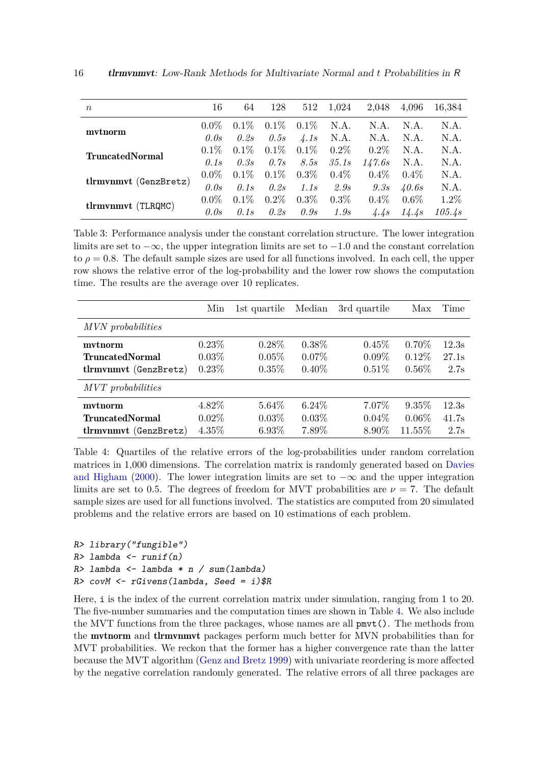| $n$ | | 16 | 64 | 128 | 512 | 1,024 | 2,048 | 4,096 | 16,384 |
|---|---|---|---|---|---|---|---|---|---|
| **mvtnorm** | | 0.0% | 0.1% | 0.1% | 0.1% | N.A. | N.A. | N.A. | N.A. |
| | | *0.0s* | *0.2s* | *0.5s* | *4.1s* | N.A. | N.A. | N.A. | N.A. |
| **TruncatedNormal** | | 0.1% | 0.1% | 0.1% | 0.1% | 0.2% | 0.2% | N.A. | N.A. |
| | | *0.1s* | *0.3s* | *0.7s* | *8.5s* | *35.1s* | *147.6s* | N.A. | N.A. |
| **tlrmvnmvt** (`GenzBretz`) | | 0.0% | 0.1% | 0.1% | 0.3% | 0.4% | 0.4% | 0.4% | N.A. |
| | | *0.0s* | *0.1s* | *0.2s* | *1.1s* | *2.9s* | *9.3s* | *40.6s* | N.A. |
| **tlrmvnmvt** (`TLRQMC`) | | 0.0% | 0.1% | 0.2% | 0.3% | 0.3% | 0.4% | 0.6% | 1.2% |
| | | *0.0s* | *0.1s* | *0.2s* | *0.9s* | *1.9s* | *4.4s* | *14.4s* | *105.4s* |

Table 3: Performance analysis under the constant correlation structure. The lower integration limits are set to $-\infty$, the upper integration limits are set to $-1.0$ and the constant correlation to $\rho = 0.8$. The default sample sizes are used for all functions involved. In each cell, the upper row shows the relative error of the log-probability and the lower row shows the computation time. The results are the average over 10 replicates.

| | Min | 1st quartile | Median | 3rd quartile | Max | Time |
|---|---|---|---|---|---|---|
| *MVN probabilities* | | | | | | |
| **mvtnorm** | 0.23% | 0.28% | 0.38% | 0.45% | 0.70% | 12.3s |
| **TruncatedNormal** | 0.03% | 0.05% | 0.07% | 0.09% | 0.12% | 27.1s |
| **tlrmvnmvt** (`GenzBretz`) | 0.23% | 0.35% | 0.40% | 0.51% | 0.56% | 2.7s |
| *MVT probabilities* | | | | | | |
| **mvtnorm** | 4.82% | 5.64% | 6.24% | 7.07% | 9.35% | 12.3s |
| **TruncatedNormal** | 0.02% | 0.03% | 0.03% | 0.04% | 0.06% | 41.7s |
| **tlrmvnmvt** (`GenzBretz`) | 4.35% | 6.93% | 7.89% | 8.90% | 11.55% | 2.7s |

Table 4: Quartiles of the relative errors of the log-probabilities under random correlation matrices in 1,000 dimensions. The correlation matrix is randomly generated based on Davies and Higham (2000). The lower integration limits are set to $-\infty$ and the upper integration limits are set to 0.5. The degrees of freedom for MVT probabilities are $\nu = 7$. The default sample sizes are used for all functions involved. The statistics are computed from 20 simulated problems and the relative errors are based on 10 estimations of each problem.

```
R> library("fungible")
R> lambda <- runif(n)
R> lambda <- lambda * n / sum(lambda)
R> covM <- rGivens(lambda, Seed = i)$R
```

Here, `i` is the index of the current correlation matrix under simulation, ranging from 1 to 20. The five-number summaries and the computation times are shown in Table 4. We also include the MVT functions from the three packages, whose names are all `pmvt()`. The methods from the **mvtnorm** and **tlrmvnmvt** packages perform much better for MVN probabilities than for MVT probabilities. We reckon that the former has a higher convergence rate than the latter because the MVT algorithm (Genz and Bretz 1999) with univariate reordering is more affected by the negative correlation randomly generated. The relative errors of all three packages are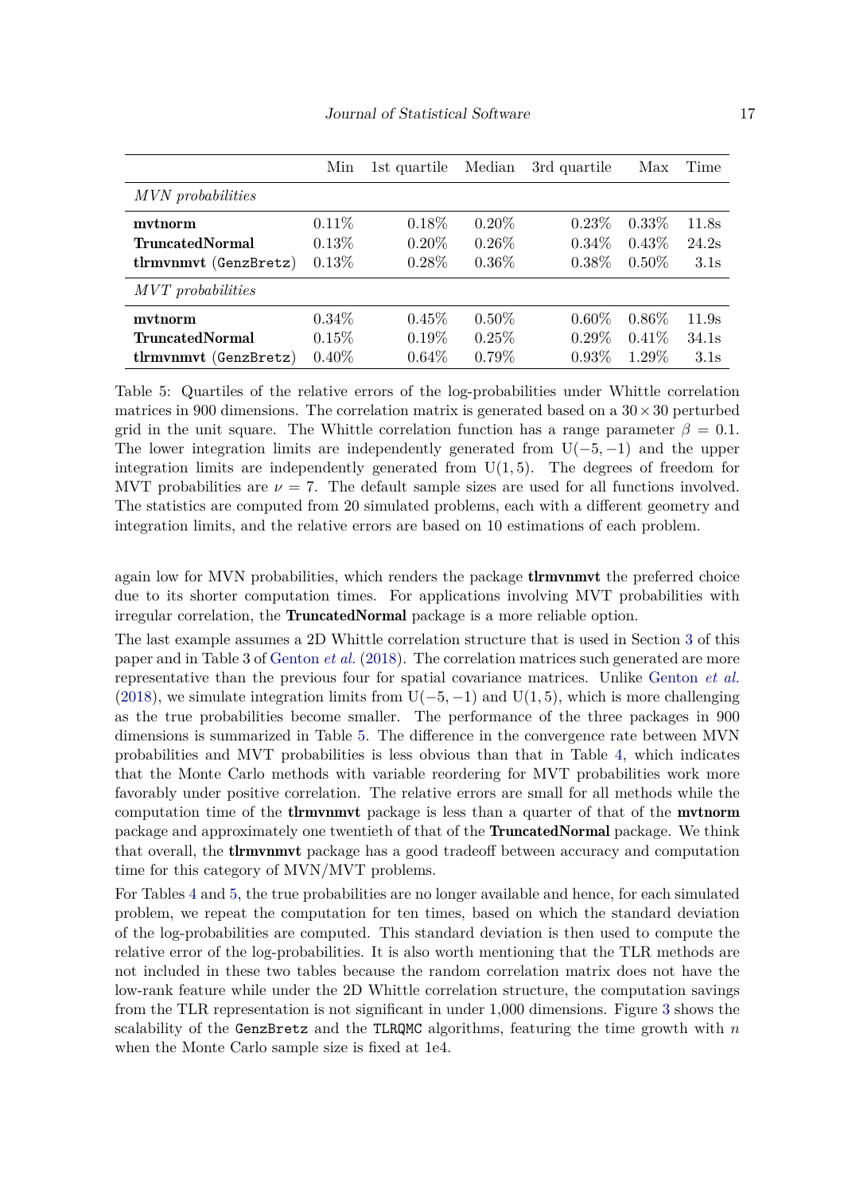| | Min | 1st quartile | Median | 3rd quartile | Max | Time |
|---|---|---|---|---|---|---|
| *MVN probabilities* | | | | | | |
| **mvtnorm** | 0.11% | 0.18% | 0.20% | 0.23% | 0.33% | 11.8s |
| **TruncatedNormal** | 0.13% | 0.20% | 0.26% | 0.34% | 0.43% | 24.2s |
| **tlrmvnmvt** (`GenzBretz`) | 0.13% | 0.28% | 0.36% | 0.38% | 0.50% | 3.1s |
| *MVT probabilities* | | | | | | |
| **mvtnorm** | 0.34% | 0.45% | 0.50% | 0.60% | 0.86% | 11.9s |
| **TruncatedNormal** | 0.15% | 0.19% | 0.25% | 0.29% | 0.41% | 34.1s |
| **tlrmvnmvt** (`GenzBretz`) | 0.40% | 0.64% | 0.79% | 0.93% | 1.29% | 3.1s |

Table 5: Quartiles of the relative errors of the log-probabilities under Whittle correlation matrices in 900 dimensions. The correlation matrix is generated based on a $30 \times 30$ perturbed grid in the unit square. The Whittle correlation function has a range parameter $\beta = 0.1$. The lower integration limits are independently generated from $\mathrm{U}(-5, -1)$ and the upper integration limits are independently generated from $\mathrm{U}(1, 5)$. The degrees of freedom for MVT probabilities are $\nu = 7$. The default sample sizes are used for all functions involved. The statistics are computed from 20 simulated problems, each with a different geometry and integration limits, and the relative errors are based on 10 estimations of each problem.

again low for MVN probabilities, which renders the package **tlrmvnmvt** the preferred choice due to its shorter computation times. For applications involving MVT probabilities with irregular correlation, the **TruncatedNormal** package is a more reliable option.

The last example assumes a 2D Whittle correlation structure that is used in Section 3 of this paper and in Table 3 of Genton *et al.* (2018). The correlation matrices such generated are more representative than the previous four for spatial covariance matrices. Unlike Genton *et al.* (2018), we simulate integration limits from $\mathrm{U}(-5, -1)$ and $\mathrm{U}(1, 5)$, which is more challenging as the true probabilities become smaller. The performance of the three packages in 900 dimensions is summarized in Table 5. The difference in the convergence rate between MVN probabilities and MVT probabilities is less obvious than that in Table 4, which indicates that the Monte Carlo methods with variable reordering for MVT probabilities work more favorably under positive correlation. The relative errors are small for all methods while the computation time of the **tlrmvnmvt** package is less than a quarter of that of the **mvtnorm** package and approximately one twentieth of that of the **TruncatedNormal** package. We think that overall, the **tlrmvnmvt** package has a good tradeoff between accuracy and computation time for this category of MVN/MVT problems.

For Tables 4 and 5, the true probabilities are no longer available and hence, for each simulated problem, we repeat the computation for ten times, based on which the standard deviation of the log-probabilities are computed. This standard deviation is then used to compute the relative error of the log-probabilities. It is also worth mentioning that the TLR methods are not included in these two tables because the random correlation matrix does not have the low-rank feature while under the 2D Whittle correlation structure, the computation savings from the TLR representation is not significant in under 1,000 dimensions. Figure 3 shows the scalability of the `GenzBretz` and the `TLRQMC` algorithms, featuring the time growth with $n$ when the Monte Carlo sample size is fixed at 1e4.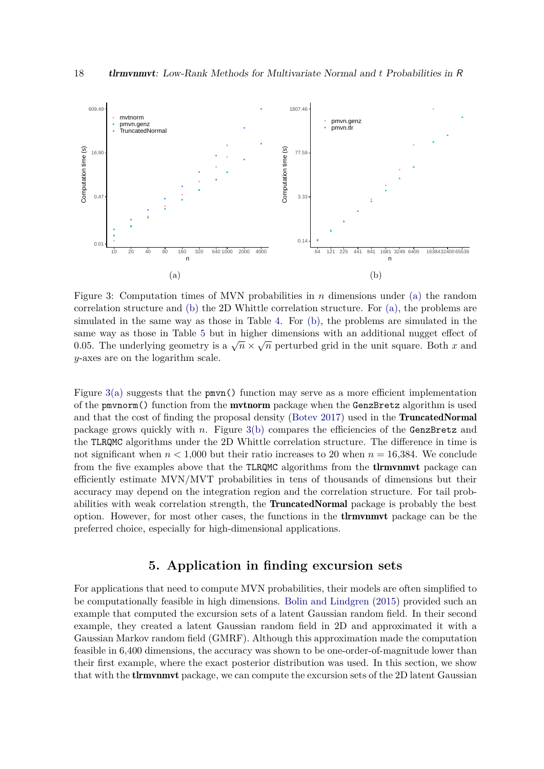Figure 3: Computation times of MVN probabilities in $n$ dimensions under (a) the random correlation structure and (b) the 2D Whittle correlation structure. For (a), the problems are simulated in the same way as those in Table 4. For (b), the problems are simulated in the same way as those in Table 5 but in higher dimensions with an additional nugget effect of 0.05. The underlying geometry is a $\sqrt{n} \times \sqrt{n}$ perturbed grid in the unit square. Both $x$ and $y$-axes are on the logarithm scale.

Figure 3(a) suggests that the `pmvn()` function may serve as a more efficient implementation of the `pmvnorm()` function from the **mvtnorm** package when the `GenzBretz` algorithm is used and that the cost of finding the proposal density (Botev 2017) used in the **TruncatedNormal** package grows quickly with $n$. Figure 3(b) compares the efficiencies of the `GenzBretz` and the `TLRQMC` algorithms under the 2D Whittle correlation structure. The difference in time is not significant when $n < 1{,}000$ but their ratio increases to 20 when $n = 16{,}384$. We conclude from the five examples above that the `TLRQMC` algorithms from the **tlrmvnmvt** package can efficiently estimate MVN/MVT probabilities in tens of thousands of dimensions but their accuracy may depend on the integration region and the correlation structure. For tail probabilities with weak correlation strength, the **TruncatedNormal** package is probably the best option. However, for most other cases, the functions in the **tlrmvnmvt** package can be the preferred choice, especially for high-dimensional applications.

## 5. Application in finding excursion sets

For applications that need to compute MVN probabilities, their models are often simplified to be computationally feasible in high dimensions. Bolin and Lindgren (2015) provided such an example that computed the excursion sets of a latent Gaussian random field. In their second example, they created a latent Gaussian random field in 2D and approximated it with a Gaussian Markov random field (GMRF). Although this approximation made the computation feasible in 6,400 dimensions, the accuracy was shown to be one-order-of-magnitude lower than their first example, where the exact posterior distribution was used. In this section, we show that with the **tlrmvnmvt** package, we can compute the excursion sets of the 2D latent Gaussian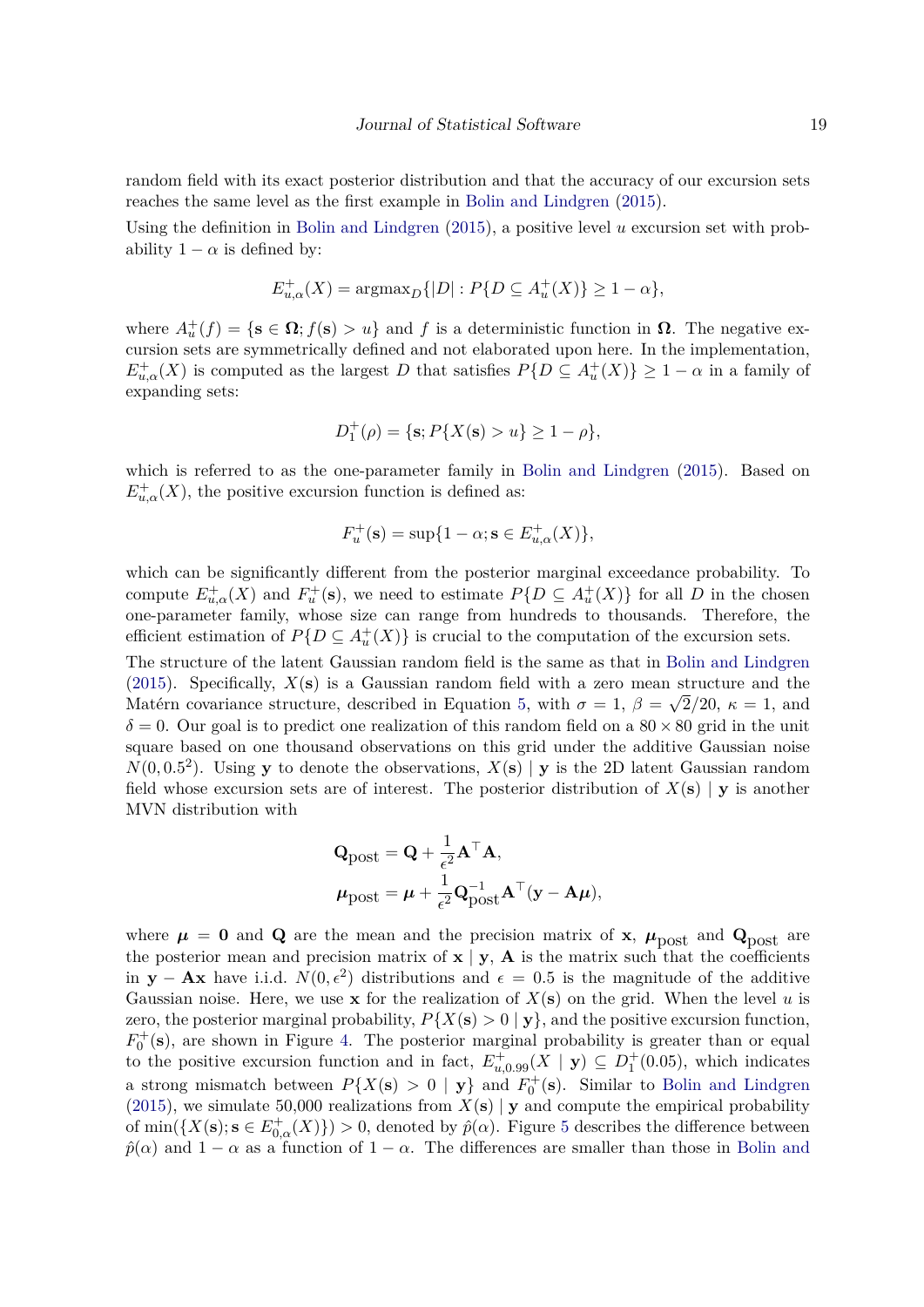random field with its exact posterior distribution and that the accuracy of our excursion sets reaches the same level as the first example in Bolin and Lindgren (2015).

Using the definition in Bolin and Lindgren (2015), a positive level $u$ excursion set with probability $1 - \alpha$ is defined by:

$$E_{u,\alpha}^{+}(X) = \text{argmax}_{D}\{|D| : P\{D \subseteq A_{u}^{+}(X)\} \geq 1 - \alpha\},$$

where $A_{u}^{+}(f) = \{\mathbf{s} \in \mathbf{\Omega}; f(\mathbf{s}) > u\}$ and $f$ is a deterministic function in $\mathbf{\Omega}$. The negative excursion sets are symmetrically defined and not elaborated upon here. In the implementation, $E_{u,\alpha}^{+}(X)$ is computed as the largest $D$ that satisfies $P\{D \subseteq A_{u}^{+}(X)\} \geq 1 - \alpha$ in a family of expanding sets:

$$D_{1}^{+}(\rho) = \{\mathbf{s}; P\{X(\mathbf{s}) > u\} \geq 1 - \rho\},$$

which is referred to as the one-parameter family in Bolin and Lindgren (2015). Based on $E_{u,\alpha}^{+}(X)$, the positive excursion function is defined as:

$$F_{u}^{+}(\mathbf{s}) = \sup\{1 - \alpha; \mathbf{s} \in E_{u,\alpha}^{+}(X)\},$$

which can be significantly different from the posterior marginal exceedance probability. To compute $E_{u,\alpha}^{+}(X)$ and $F_{u}^{+}(\mathbf{s})$, we need to estimate $P\{D \subseteq A_{u}^{+}(X)\}$ for all $D$ in the chosen one-parameter family, whose size can range from hundreds to thousands. Therefore, the efficient estimation of $P\{D \subseteq A_{u}^{+}(X)\}$ is crucial to the computation of the excursion sets.

The structure of the latent Gaussian random field is the same as that in Bolin and Lindgren (2015). Specifically, $X(\mathbf{s})$ is a Gaussian random field with a zero mean structure and the Matérn covariance structure, described in Equation 5, with $\sigma = 1$, $\beta = \sqrt{2}/20$, $\kappa = 1$, and $\delta = 0$. Our goal is to predict one realization of this random field on a $80 \times 80$ grid in the unit square based on one thousand observations on this grid under the additive Gaussian noise $N(0, 0.5^2)$. Using $\mathbf{y}$ to denote the observations, $X(\mathbf{s}) \mid \mathbf{y}$ is the 2D latent Gaussian random field whose excursion sets are of interest. The posterior distribution of $X(\mathbf{s}) \mid \mathbf{y}$ is another MVN distribution with

$$\mathbf{Q}_{\text{post}} = \mathbf{Q} + \frac{1}{\epsilon^2}\mathbf{A}^{\top}\mathbf{A},$$
$$\boldsymbol{\mu}_{\text{post}} = \boldsymbol{\mu} + \frac{1}{\epsilon^2}\mathbf{Q}_{\text{post}}^{-1}\mathbf{A}^{\top}(\mathbf{y} - \mathbf{A}\boldsymbol{\mu}),$$

where $\boldsymbol{\mu} = \mathbf{0}$ and $\mathbf{Q}$ are the mean and the precision matrix of $\mathbf{x}$, $\boldsymbol{\mu}_{\text{post}}$ and $\mathbf{Q}_{\text{post}}$ are the posterior mean and precision matrix of $\mathbf{x} \mid \mathbf{y}$, $\mathbf{A}$ is the matrix such that the coefficients in $\mathbf{y} - \mathbf{A}\mathbf{x}$ have i.i.d. $N(0, \epsilon^2)$ distributions and $\epsilon = 0.5$ is the magnitude of the additive Gaussian noise. Here, we use $\mathbf{x}$ for the realization of $X(\mathbf{s})$ on the grid. When the level $u$ is zero, the posterior marginal probability, $P\{X(\mathbf{s}) > 0 \mid \mathbf{y}\}$, and the positive excursion function, $F_{0}^{+}(\mathbf{s})$, are shown in Figure 4. The posterior marginal probability is greater than or equal to the positive excursion function and in fact, $E_{u,0.99}^{+}(X \mid \mathbf{y}) \subseteq D_{1}^{+}(0.05)$, which indicates a strong mismatch between $P\{X(\mathbf{s}) > 0 \mid \mathbf{y}\}$ and $F_{0}^{+}(\mathbf{s})$. Similar to Bolin and Lindgren (2015), we simulate 50,000 realizations from $X(\mathbf{s}) \mid \mathbf{y}$ and compute the empirical probability of $\min(\{X(\mathbf{s}); \mathbf{s} \in E_{0,\alpha}^{+}(X)\}) > 0$, denoted by $\hat{p}(\alpha)$. Figure 5 describes the difference between $\hat{p}(\alpha)$ and $1 - \alpha$ as a function of $1 - \alpha$. The differences are smaller than those in Bolin and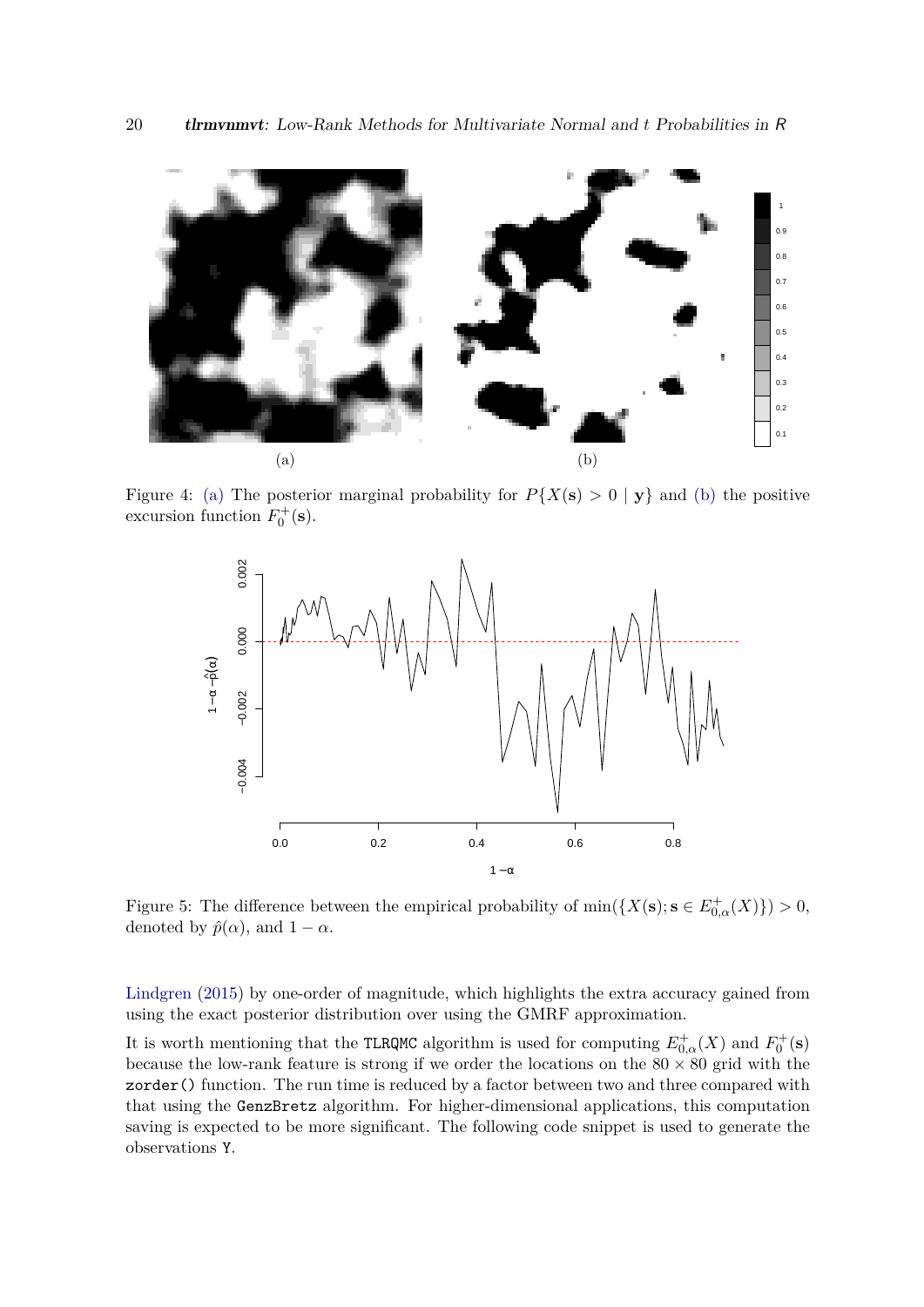Figure 4: (a) The posterior marginal probability for $P\{X(\mathbf{s}) > 0 \mid \mathbf{y}\}$ and (b) the positive excursion function $F_0^+(\mathbf{s})$.

Figure 5: The difference between the empirical probability of $\min(\{X(\mathbf{s}); \mathbf{s} \in E_{0,\alpha}^+(X)\}) > 0$, denoted by $\hat{p}(\alpha)$, and $1 - \alpha$.

Lindgren (2015) by one-order of magnitude, which highlights the extra accuracy gained from using the exact posterior distribution over using the GMRF approximation.

It is worth mentioning that the `TLRQMC` algorithm is used for computing $E_{0,\alpha}^+(X)$ and $F_0^+(\mathbf{s})$ because the low-rank feature is strong if we order the locations on the $80 \times 80$ grid with the `zorder()` function. The run time is reduced by a factor between two and three compared with that using the `GenzBretz` algorithm. For higher-dimensional applications, this computation saving is expected to be more significant. The following code snippet is used to generate the observations `Y`.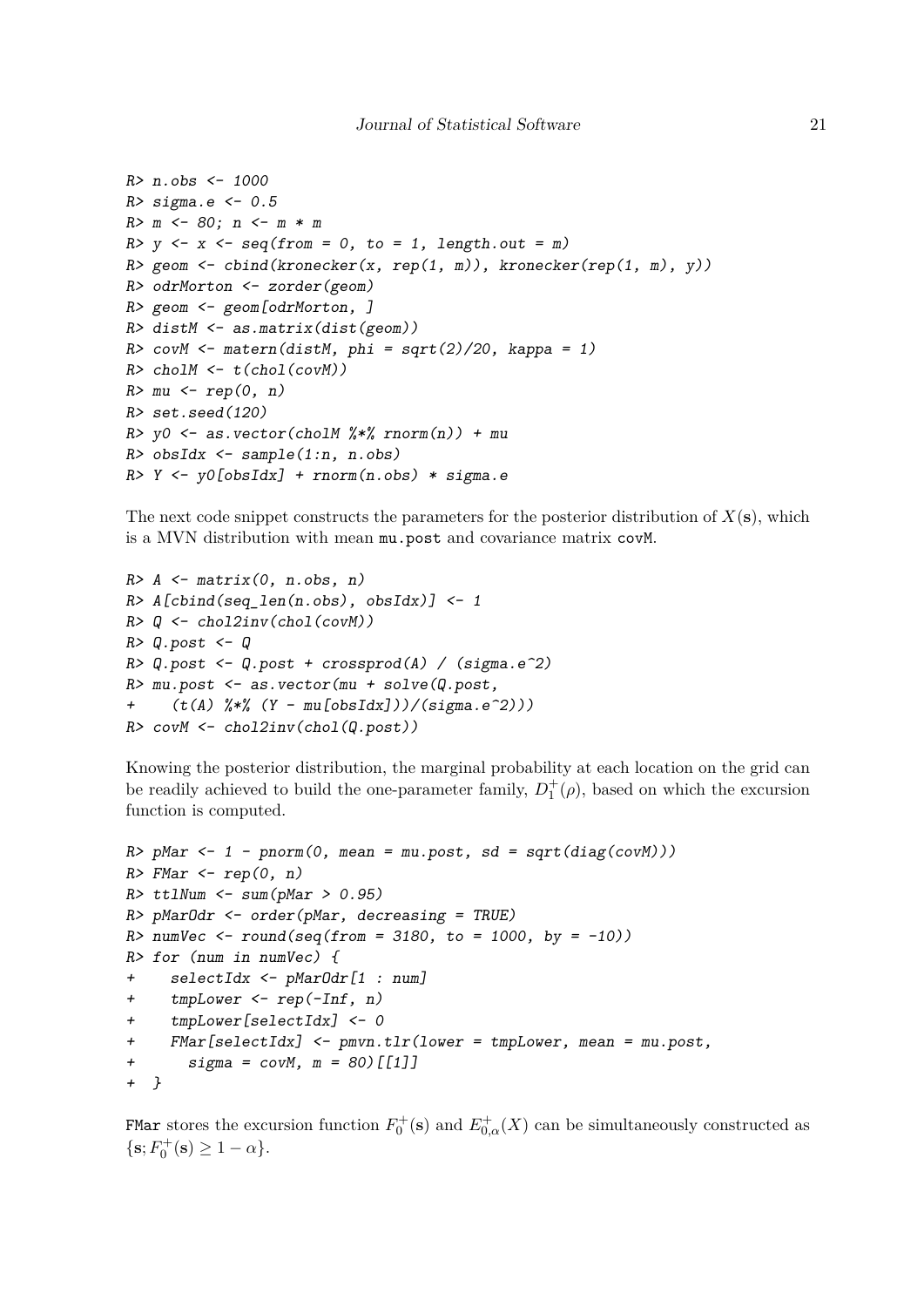```
R> n.obs <- 1000
R> sigma.e <- 0.5
R> m <- 80; n <- m * m
R> y <- x <- seq(from = 0, to = 1, length.out = m)
R> geom <- cbind(kronecker(x, rep(1, m)), kronecker(rep(1, m), y))
R> odrMorton <- zorder(geom)
R> geom <- geom[odrMorton, ]
R> distM <- as.matrix(dist(geom))
R> covM <- matern(distM, phi = sqrt(2)/20, kappa = 1)
R> cholM <- t(chol(covM))
R> mu <- rep(0, n)
R> set.seed(120)
R> y0 <- as.vector(cholM %*% rnorm(n)) + mu
R> obsIdx <- sample(1:n, n.obs)
R> Y <- y0[obsIdx] + rnorm(n.obs) * sigma.e
```

The next code snippet constructs the parameters for the posterior distribution of $X(\mathbf{s})$, which is a MVN distribution with mean `mu.post` and covariance matrix `covM`.

```
R> A <- matrix(0, n.obs, n)
R> A[cbind(seq_len(n.obs), obsIdx)] <- 1
R> Q <- chol2inv(chol(covM))
R> Q.post <- Q
R> Q.post <- Q.post + crossprod(A) / (sigma.e^2)
R> mu.post <- as.vector(mu + solve(Q.post,
+    (t(A) %*% (Y - mu[obsIdx]))/(sigma.e^2)))
R> covM <- chol2inv(chol(Q.post))
```

Knowing the posterior distribution, the marginal probability at each location on the grid can be readily achieved to build the one-parameter family, $D_1^+(\rho)$, based on which the excursion function is computed.

```
R> pMar <- 1 - pnorm(0, mean = mu.post, sd = sqrt(diag(covM)))
R> FMar <- rep(0, n)
R> ttlNum <- sum(pMar > 0.95)
R> pMarOdr <- order(pMar, decreasing = TRUE)
R> numVec <- round(seq(from = 3180, to = 1000, by = -10))
R> for (num in numVec) {
+    selectIdx <- pMarOdr[1 : num]
+    tmpLower <- rep(-Inf, n)
+    tmpLower[selectIdx] <- 0
+    FMar[selectIdx] <- pmvn.tlr(lower = tmpLower, mean = mu.post,
+      sigma = covM, m = 80)[[1]]
+ }
```

`FMar` stores the excursion function $F_0^+(\mathbf{s})$ and $E_{0,\alpha}^+(X)$ can be simultaneously constructed as $\{\mathbf{s}; F_0^+(\mathbf{s}) \geq 1 - \alpha\}$.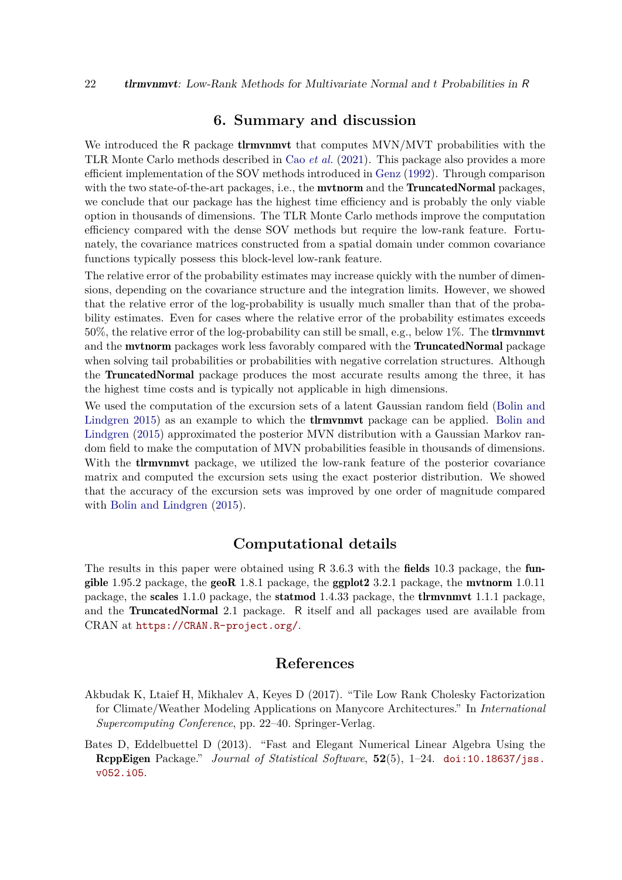# 6. Summary and discussion

We introduced the R package **tlrmvnmvt** that computes MVN/MVT probabilities with the TLR Monte Carlo methods described in Cao *et al.* (2021). This package also provides a more efficient implementation of the SOV methods introduced in Genz (1992). Through comparison with the two state-of-the-art packages, i.e., the **mvtnorm** and the **TruncatedNormal** packages, we conclude that our package has the highest time efficiency and is probably the only viable option in thousands of dimensions. The TLR Monte Carlo methods improve the computation efficiency compared with the dense SOV methods but require the low-rank feature. Fortunately, the covariance matrices constructed from a spatial domain under common covariance functions typically possess this block-level low-rank feature.

The relative error of the probability estimates may increase quickly with the number of dimensions, depending on the covariance structure and the integration limits. However, we showed that the relative error of the log-probability is usually much smaller than that of the probability estimates. Even for cases where the relative error of the probability estimates exceeds 50%, the relative error of the log-probability can still be small, e.g., below 1%. The **tlrmvnmvt** and the **mvtnorm** packages work less favorably compared with the **TruncatedNormal** package when solving tail probabilities or probabilities with negative correlation structures. Although the **TruncatedNormal** package produces the most accurate results among the three, it has the highest time costs and is typically not applicable in high dimensions.

We used the computation of the excursion sets of a latent Gaussian random field (Bolin and Lindgren 2015) as an example to which the **tlrmvnmvt** package can be applied. Bolin and Lindgren (2015) approximated the posterior MVN distribution with a Gaussian Markov random field to make the computation of MVN probabilities feasible in thousands of dimensions. With the **tlrmvnmvt** package, we utilized the low-rank feature of the posterior covariance matrix and computed the excursion sets using the exact posterior distribution. We showed that the accuracy of the excursion sets was improved by one order of magnitude compared with Bolin and Lindgren (2015).

# Computational details

The results in this paper were obtained using R 3.6.3 with the **fields** 10.3 package, the **fungible** 1.95.2 package, the **geoR** 1.8.1 package, the **ggplot2** 3.2.1 package, the **mvtnorm** 1.0.11 package, the **scales** 1.1.0 package, the **statmod** 1.4.33 package, the **tlrmvnmvt** 1.1.1 package, and the **TruncatedNormal** 2.1 package. R itself and all packages used are available from CRAN at `https://CRAN.R-project.org/`.

# References

Akbudak K, Ltaief H, Mikhalev A, Keyes D (2017). "Tile Low Rank Cholesky Factorization for Climate/Weather Modeling Applications on Manycore Architectures." In *International Supercomputing Conference*, pp. 22–40. Springer-Verlag.

Bates D, Eddelbuettel D (2013). "Fast and Elegant Numerical Linear Algebra Using the **RcppEigen** Package." *Journal of Statistical Software*, **52**(5), 1–24. `doi:10.18637/jss.v052.i05`.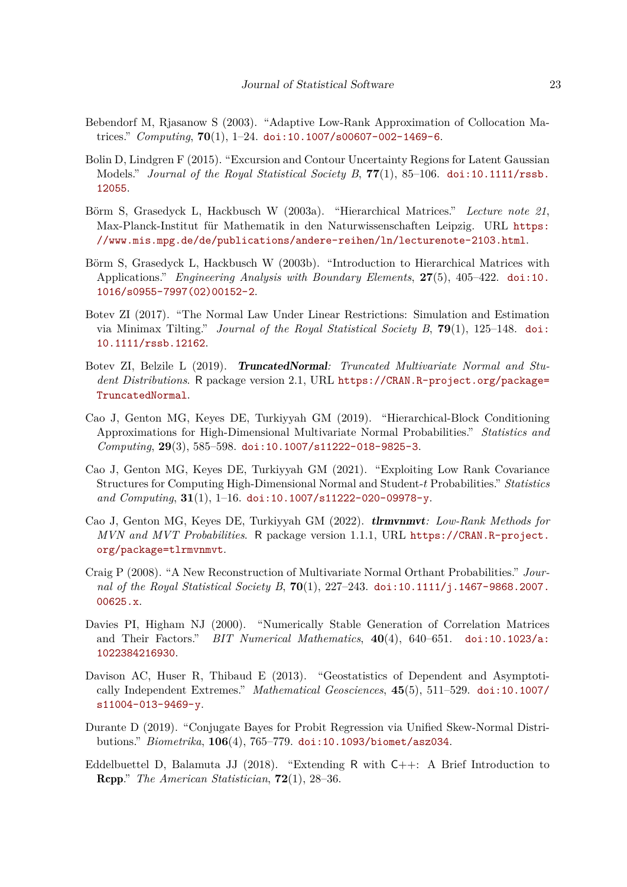Bebendorf M, Rjasanow S (2003). "Adaptive Low-Rank Approximation of Collocation Matrices." *Computing*, **70**(1), 1–24. doi:10.1007/s00607-002-1469-6.

Bolin D, Lindgren F (2015). "Excursion and Contour Uncertainty Regions for Latent Gaussian Models." *Journal of the Royal Statistical Society B*, **77**(1), 85–106. doi:10.1111/rssb.12055.

Börm S, Grasedyck L, Hackbusch W (2003a). "Hierarchical Matrices." *Lecture note 21*, Max-Planck-Institut für Mathematik in den Naturwissenschaften Leipzig. URL https://www.mis.mpg.de/de/publications/andere-reihen/ln/lecturenote-2103.html.

Börm S, Grasedyck L, Hackbusch W (2003b). "Introduction to Hierarchical Matrices with Applications." *Engineering Analysis with Boundary Elements*, **27**(5), 405–422. doi:10.1016/s0955-7997(02)00152-2.

Botev ZI (2017). "The Normal Law Under Linear Restrictions: Simulation and Estimation via Minimax Tilting." *Journal of the Royal Statistical Society B*, **79**(1), 125–148. doi:10.1111/rssb.12162.

Botev ZI, Belzile L (2019). ***TruncatedNormal**: Truncated Multivariate Normal and Student Distributions*. R package version 2.1, URL https://CRAN.R-project.org/package=TruncatedNormal.

Cao J, Genton MG, Keyes DE, Turkiyyah GM (2019). "Hierarchical-Block Conditioning Approximations for High-Dimensional Multivariate Normal Probabilities." *Statistics and Computing*, **29**(3), 585–598. doi:10.1007/s11222-018-9825-3.

Cao J, Genton MG, Keyes DE, Turkiyyah GM (2021). "Exploiting Low Rank Covariance Structures for Computing High-Dimensional Normal and Student-$t$ Probabilities." *Statistics and Computing*, **31**(1), 1–16. doi:10.1007/s11222-020-09978-y.

Cao J, Genton MG, Keyes DE, Turkiyyah GM (2022). ***tlrmvnmvt**: Low-Rank Methods for MVN and MVT Probabilities*. R package version 1.1.1, URL https://CRAN.R-project.org/package=tlrmvnmvt.

Craig P (2008). "A New Reconstruction of Multivariate Normal Orthant Probabilities." *Journal of the Royal Statistical Society B*, **70**(1), 227–243. doi:10.1111/j.1467-9868.2007.00625.x.

Davies PI, Higham NJ (2000). "Numerically Stable Generation of Correlation Matrices and Their Factors." *BIT Numerical Mathematics*, **40**(4), 640–651. doi:10.1023/a:1022384216930.

Davison AC, Huser R, Thibaud E (2013). "Geostatistics of Dependent and Asymptotically Independent Extremes." *Mathematical Geosciences*, **45**(5), 511–529. doi:10.1007/s11004-013-9469-y.

Durante D (2019). "Conjugate Bayes for Probit Regression via Unified Skew-Normal Distributions." *Biometrika*, **106**(4), 765–779. doi:10.1093/biomet/asz034.

Eddelbuettel D, Balamuta JJ (2018). "Extending R with C++: A Brief Introduction to **Rcpp**." *The American Statistician*, **72**(1), 28–36.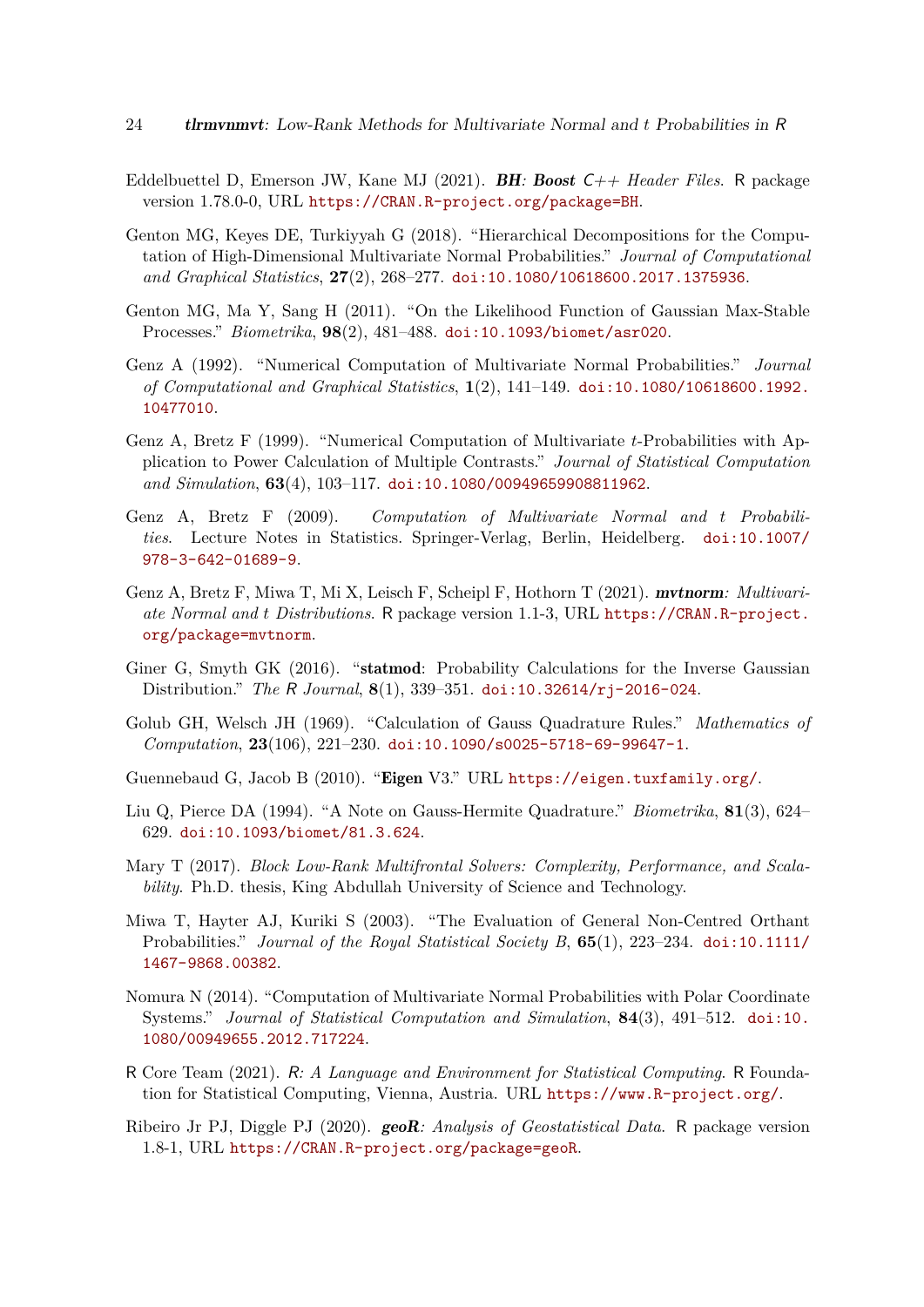Eddelbuettel D, Emerson JW, Kane MJ (2021). ***BH**: **Boost** C++ Header Files*. R package version 1.78.0-0, URL https://CRAN.R-project.org/package=BH.

Genton MG, Keyes DE, Turkiyyah G (2018). "Hierarchical Decompositions for the Computation of High-Dimensional Multivariate Normal Probabilities." *Journal of Computational and Graphical Statistics*, **27**(2), 268–277. doi:10.1080/10618600.2017.1375936.

Genton MG, Ma Y, Sang H (2011). "On the Likelihood Function of Gaussian Max-Stable Processes." *Biometrika*, **98**(2), 481–488. doi:10.1093/biomet/asr020.

Genz A (1992). "Numerical Computation of Multivariate Normal Probabilities." *Journal of Computational and Graphical Statistics*, **1**(2), 141–149. doi:10.1080/10618600.1992.10477010.

Genz A, Bretz F (1999). "Numerical Computation of Multivariate *t*-Probabilities with Application to Power Calculation of Multiple Contrasts." *Journal of Statistical Computation and Simulation*, **63**(4), 103–117. doi:10.1080/00949659908811962.

Genz A, Bretz F (2009). *Computation of Multivariate Normal and t Probabilities*. Lecture Notes in Statistics. Springer-Verlag, Berlin, Heidelberg. doi:10.1007/978-3-642-01689-9.

Genz A, Bretz F, Miwa T, Mi X, Leisch F, Scheipl F, Hothorn T (2021). ***mvtnorm**: Multivariate Normal and t Distributions*. R package version 1.1-3, URL https://CRAN.R-project.org/package=mvtnorm.

Giner G, Smyth GK (2016). "**statmod**: Probability Calculations for the Inverse Gaussian Distribution." *The R Journal*, **8**(1), 339–351. doi:10.32614/rj-2016-024.

Golub GH, Welsch JH (1969). "Calculation of Gauss Quadrature Rules." *Mathematics of Computation*, **23**(106), 221–230. doi:10.1090/s0025-5718-69-99647-1.

Guennebaud G, Jacob B (2010). "**Eigen** V3." URL https://eigen.tuxfamily.org/.

Liu Q, Pierce DA (1994). "A Note on Gauss-Hermite Quadrature." *Biometrika*, **81**(3), 624–629. doi:10.1093/biomet/81.3.624.

Mary T (2017). *Block Low-Rank Multifrontal Solvers: Complexity, Performance, and Scalability*. Ph.D. thesis, King Abdullah University of Science and Technology.

Miwa T, Hayter AJ, Kuriki S (2003). "The Evaluation of General Non-Centred Orthant Probabilities." *Journal of the Royal Statistical Society B*, **65**(1), 223–234. doi:10.1111/1467-9868.00382.

Nomura N (2014). "Computation of Multivariate Normal Probabilities with Polar Coordinate Systems." *Journal of Statistical Computation and Simulation*, **84**(3), 491–512. doi:10.1080/00949655.2012.717224.

R Core Team (2021). *R: A Language and Environment for Statistical Computing*. R Foundation for Statistical Computing, Vienna, Austria. URL https://www.R-project.org/.

Ribeiro Jr PJ, Diggle PJ (2020). ***geoR**: Analysis of Geostatistical Data*. R package version 1.8-1, URL https://CRAN.R-project.org/package=geoR.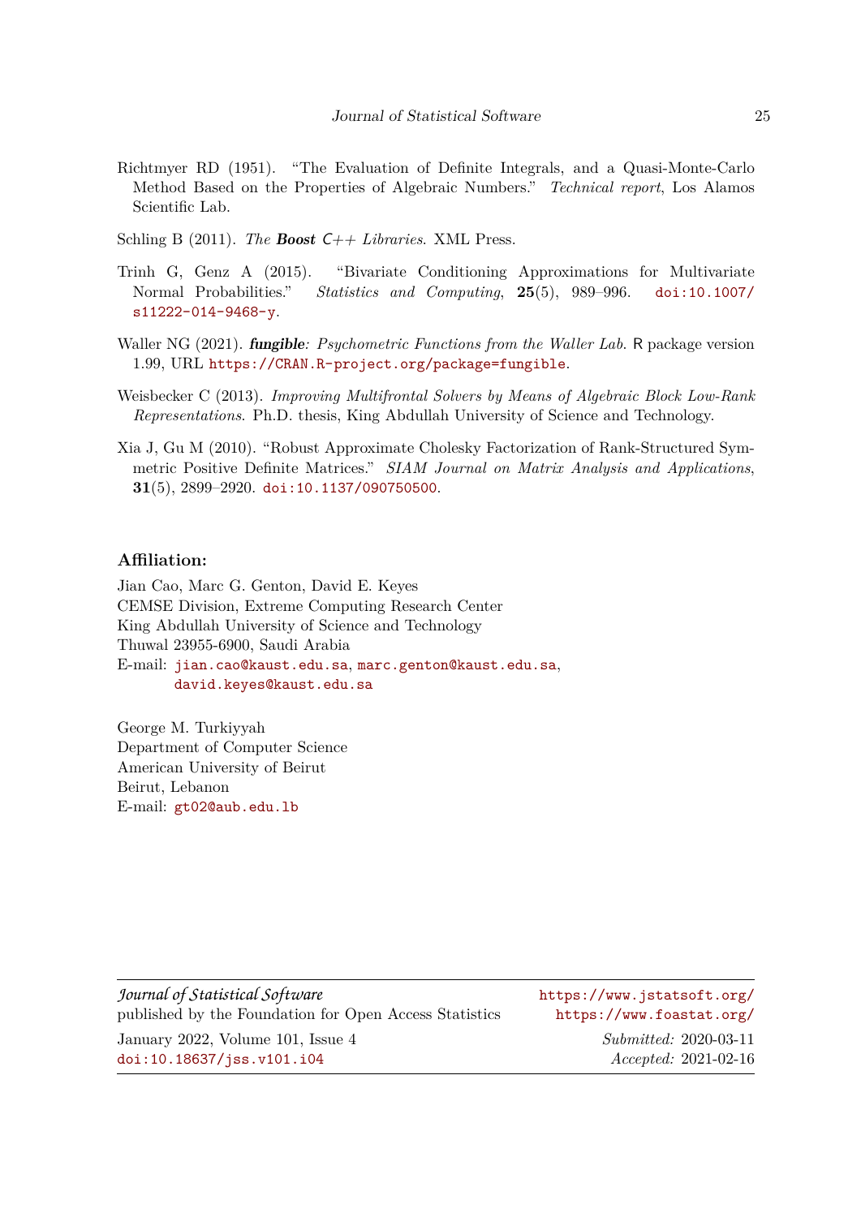Richtmyer RD (1951). "The Evaluation of Definite Integrals, and a Quasi-Monte-Carlo Method Based on the Properties of Algebraic Numbers." *Technical report*, Los Alamos Scientific Lab.

Schling B (2011). *The **Boost** C++ Libraries*. XML Press.

Trinh G, Genz A (2015). "Bivariate Conditioning Approximations for Multivariate Normal Probabilities." *Statistics and Computing*, **25**(5), 989–996. doi:10.1007/s11222-014-9468-y.

Waller NG (2021). ***fungible**: Psychometric Functions from the Waller Lab*. R package version 1.99, URL https://CRAN.R-project.org/package=fungible.

Weisbecker C (2013). *Improving Multifrontal Solvers by Means of Algebraic Block Low-Rank Representations*. Ph.D. thesis, King Abdullah University of Science and Technology.

Xia J, Gu M (2010). "Robust Approximate Cholesky Factorization of Rank-Structured Symmetric Positive Definite Matrices." *SIAM Journal on Matrix Analysis and Applications*, **31**(5), 2899–2920. doi:10.1137/090750500.

**Affiliation:**

Jian Cao, Marc G. Genton, David E. Keyes
CEMSE Division, Extreme Computing Research Center
King Abdullah University of Science and Technology
Thuwal 23955-6900, Saudi Arabia
E-mail: jian.cao@kaust.edu.sa, marc.genton@kaust.edu.sa, david.keyes@kaust.edu.sa

George M. Turkiyyah
Department of Computer Science
American University of Beirut
Beirut, Lebanon
E-mail: gt02@aub.edu.lb

*Journal of Statistical Software* — https://www.jstatsoft.org/
published by the Foundation for Open Access Statistics — https://www.foastat.org/
January 2022, Volume 101, Issue 4 — *Submitted:* 2020-03-11
doi:10.18637/jss.v101.i04 — *Accepted:* 2021-02-16